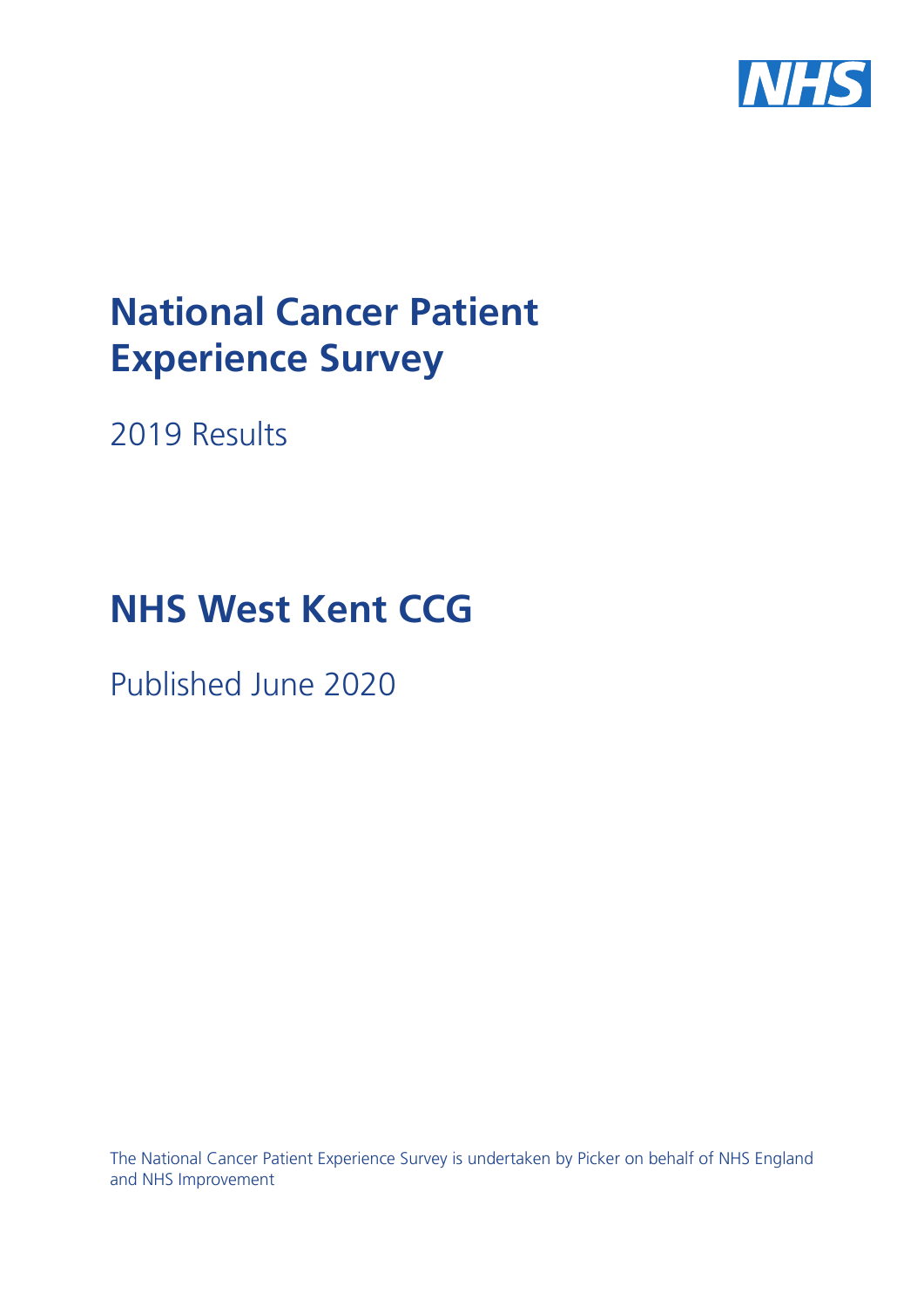NHS

# National Cancer Patient Experience Survey

2019 Results

# NHS West Kent CCG

Published June 2020

The National Cancer Patient Experience Survey is undertaken by Picker on behalf of NHS England and NHS Improvement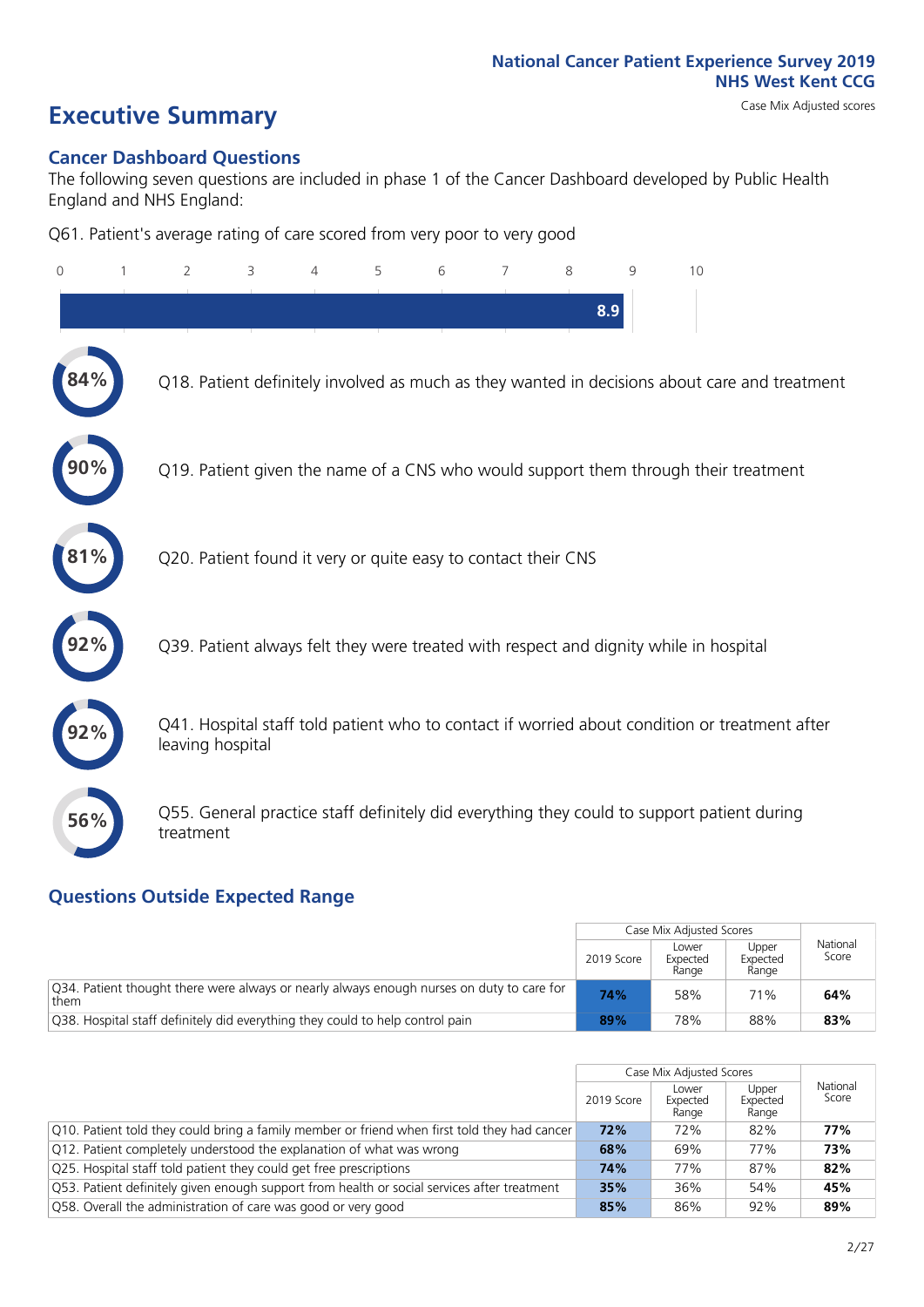National Cancer Patient Experience Survey 2019
**NHS West Kent CCG**

Case Mix Adjusted scores

# Executive Summary

## Cancer Dashboard Questions

The following seven questions are included in phase 1 of the Cancer Dashboard developed by Public Health England and NHS England:

Q61. Patient's average rating of care scored from very poor to very good

**8.9**

- **84%** Q18. Patient definitely involved as much as they wanted in decisions about care and treatment
- **90%** Q19. Patient given the name of a CNS who would support them through their treatment
- **81%** Q20. Patient found it very or quite easy to contact their CNS
- **92%** Q39. Patient always felt they were treated with respect and dignity while in hospital
- **92%** Q41. Hospital staff told patient who to contact if worried about condition or treatment after leaving hospital
- **56%** Q55. General practice staff definitely did everything they could to support patient during treatment

## Questions Outside Expected Range

| | Case Mix Adjusted Scores | | | National Score |
|---|---|---|---|---|
| | 2019 Score | Lower Expected Range | Upper Expected Range | |
| Q34. Patient thought there were always or nearly always enough nurses on duty to care for them | **74%** | 58% | 71% | **64%** |
| Q38. Hospital staff definitely did everything they could to help control pain | **89%** | 78% | 88% | **83%** |

| | Case Mix Adjusted Scores | | | National Score |
|---|---|---|---|---|
| | 2019 Score | Lower Expected Range | Upper Expected Range | |
| Q10. Patient told they could bring a family member or friend when first told they had cancer | **72%** | 72% | 82% | **77%** |
| Q12. Patient completely understood the explanation of what was wrong | **68%** | 69% | 77% | **73%** |
| Q25. Hospital staff told patient they could get free prescriptions | **74%** | 77% | 87% | **82%** |
| Q53. Patient definitely given enough support from health or social services after treatment | **35%** | 36% | 54% | **45%** |
| Q58. Overall the administration of care was good or very good | **85%** | 86% | 92% | **89%** |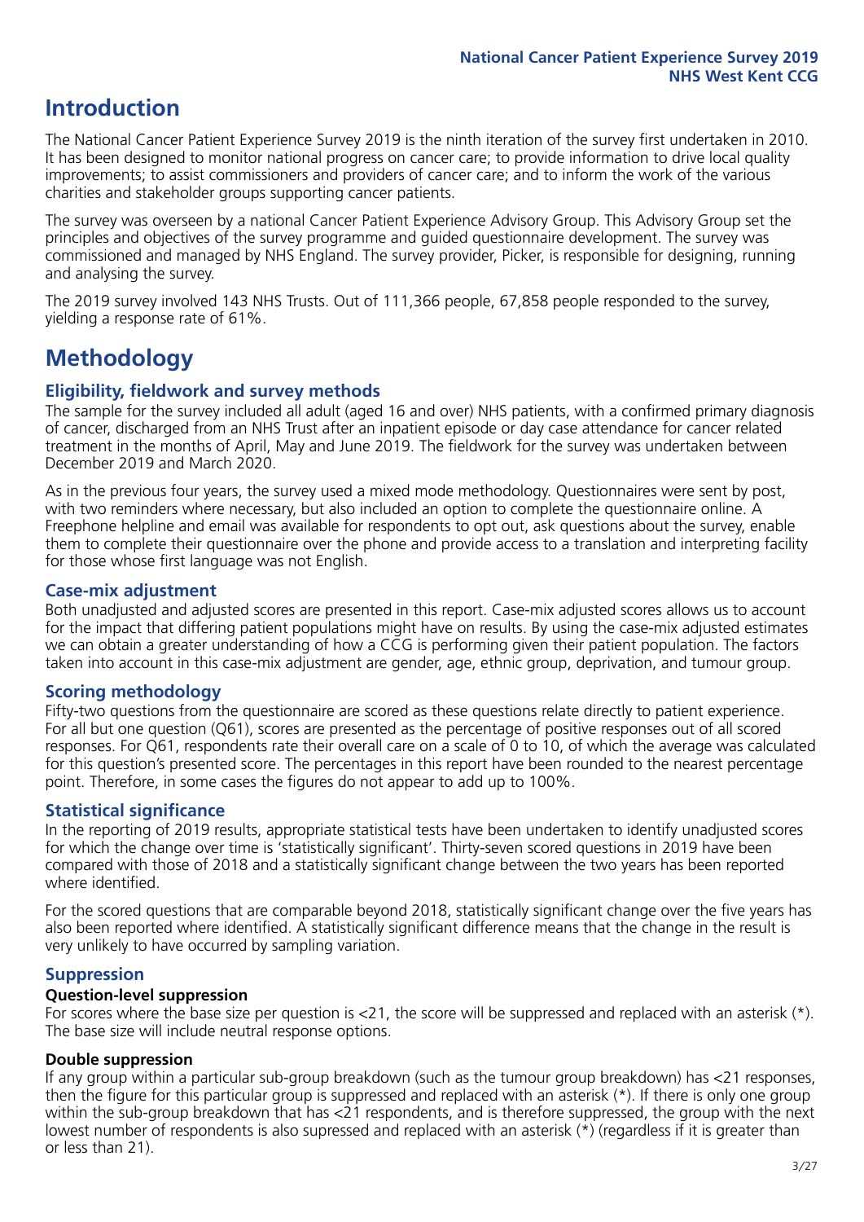# Introduction

The National Cancer Patient Experience Survey 2019 is the ninth iteration of the survey first undertaken in 2010. It has been designed to monitor national progress on cancer care; to provide information to drive local quality improvements; to assist commissioners and providers of cancer care; and to inform the work of the various charities and stakeholder groups supporting cancer patients.

The survey was overseen by a national Cancer Patient Experience Advisory Group. This Advisory Group set the principles and objectives of the survey programme and guided questionnaire development. The survey was commissioned and managed by NHS England. The survey provider, Picker, is responsible for designing, running and analysing the survey.

The 2019 survey involved 143 NHS Trusts. Out of 111,366 people, 67,858 people responded to the survey, yielding a response rate of 61%.

# Methodology

## Eligibility, fieldwork and survey methods

The sample for the survey included all adult (aged 16 and over) NHS patients, with a confirmed primary diagnosis of cancer, discharged from an NHS Trust after an inpatient episode or day case attendance for cancer related treatment in the months of April, May and June 2019. The fieldwork for the survey was undertaken between December 2019 and March 2020.

As in the previous four years, the survey used a mixed mode methodology. Questionnaires were sent by post, with two reminders where necessary, but also included an option to complete the questionnaire online. A Freephone helpline and email was available for respondents to opt out, ask questions about the survey, enable them to complete their questionnaire over the phone and provide access to a translation and interpreting facility for those whose first language was not English.

## Case-mix adjustment

Both unadjusted and adjusted scores are presented in this report. Case-mix adjusted scores allows us to account for the impact that differing patient populations might have on results. By using the case-mix adjusted estimates we can obtain a greater understanding of how a CCG is performing given their patient population. The factors taken into account in this case-mix adjustment are gender, age, ethnic group, deprivation, and tumour group.

## Scoring methodology

Fifty-two questions from the questionnaire are scored as these questions relate directly to patient experience. For all but one question (Q61), scores are presented as the percentage of positive responses out of all scored responses. For Q61, respondents rate their overall care on a scale of 0 to 10, of which the average was calculated for this question's presented score. The percentages in this report have been rounded to the nearest percentage point. Therefore, in some cases the figures do not appear to add up to 100%.

## Statistical significance

In the reporting of 2019 results, appropriate statistical tests have been undertaken to identify unadjusted scores for which the change over time is 'statistically significant'. Thirty-seven scored questions in 2019 have been compared with those of 2018 and a statistically significant change between the two years has been reported where identified.

For the scored questions that are comparable beyond 2018, statistically significant change over the five years has also been reported where identified. A statistically significant difference means that the change in the result is very unlikely to have occurred by sampling variation.

## Suppression

### Question-level suppression

For scores where the base size per question is <21, the score will be suppressed and replaced with an asterisk (*). The base size will include neutral response options.

### Double suppression

If any group within a particular sub-group breakdown (such as the tumour group breakdown) has <21 responses, then the figure for this particular group is suppressed and replaced with an asterisk (*). If there is only one group within the sub-group breakdown that has <21 respondents, and is therefore suppressed, the group with the next lowest number of respondents is also supressed and replaced with an asterisk (*) (regardless if it is greater than or less than 21).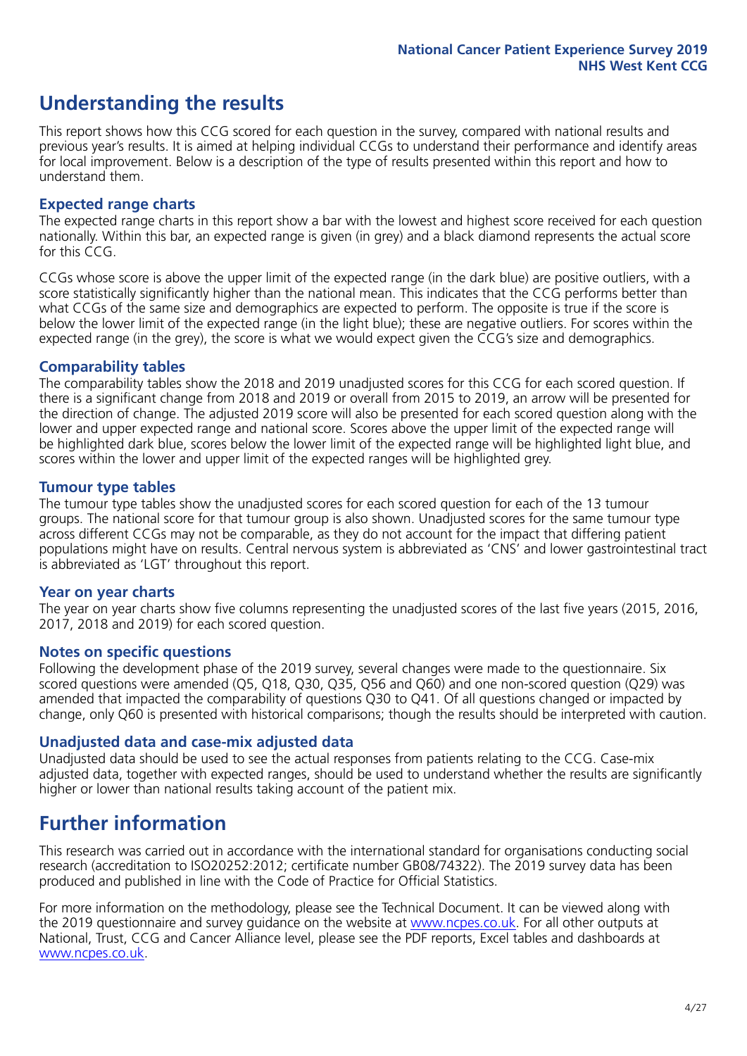## Understanding the results

This report shows how this CCG scored for each question in the survey, compared with national results and previous year's results. It is aimed at helping individual CCGs to understand their performance and identify areas for local improvement. Below is a description of the type of results presented within this report and how to understand them.

### Expected range charts

The expected range charts in this report show a bar with the lowest and highest score received for each question nationally. Within this bar, an expected range is given (in grey) and a black diamond represents the actual score for this CCG.

CCGs whose score is above the upper limit of the expected range (in the dark blue) are positive outliers, with a score statistically significantly higher than the national mean. This indicates that the CCG performs better than what CCGs of the same size and demographics are expected to perform. The opposite is true if the score is below the lower limit of the expected range (in the light blue); these are negative outliers. For scores within the expected range (in the grey), the score is what we would expect given the CCG's size and demographics.

### Comparability tables

The comparability tables show the 2018 and 2019 unadjusted scores for this CCG for each scored question. If there is a significant change from 2018 and 2019 or overall from 2015 to 2019, an arrow will be presented for the direction of change. The adjusted 2019 score will also be presented for each scored question along with the lower and upper expected range and national score. Scores above the upper limit of the expected range will be highlighted dark blue, scores below the lower limit of the expected range will be highlighted light blue, and scores within the lower and upper limit of the expected ranges will be highlighted grey.

### Tumour type tables

The tumour type tables show the unadjusted scores for each scored question for each of the 13 tumour groups. The national score for that tumour group is also shown. Unadjusted scores for the same tumour type across different CCGs may not be comparable, as they do not account for the impact that differing patient populations might have on results. Central nervous system is abbreviated as 'CNS' and lower gastrointestinal tract is abbreviated as 'LGT' throughout this report.

### Year on year charts

The year on year charts show five columns representing the unadjusted scores of the last five years (2015, 2016, 2017, 2018 and 2019) for each scored question.

### Notes on specific questions

Following the development phase of the 2019 survey, several changes were made to the questionnaire. Six scored questions were amended (Q5, Q18, Q30, Q35, Q56 and Q60) and one non-scored question (Q29) was amended that impacted the comparability of questions Q30 to Q41. Of all questions changed or impacted by change, only Q60 is presented with historical comparisons; though the results should be interpreted with caution.

### Unadjusted data and case-mix adjusted data

Unadjusted data should be used to see the actual responses from patients relating to the CCG. Case-mix adjusted data, together with expected ranges, should be used to understand whether the results are significantly higher or lower than national results taking account of the patient mix.

## Further information

This research was carried out in accordance with the international standard for organisations conducting social research (accreditation to ISO20252:2012; certificate number GB08/74322). The 2019 survey data has been produced and published in line with the Code of Practice for Official Statistics.

For more information on the methodology, please see the Technical Document. It can be viewed along with the 2019 questionnaire and survey guidance on the website at www.ncpes.co.uk. For all other outputs at National, Trust, CCG and Cancer Alliance level, please see the PDF reports, Excel tables and dashboards at www.ncpes.co.uk.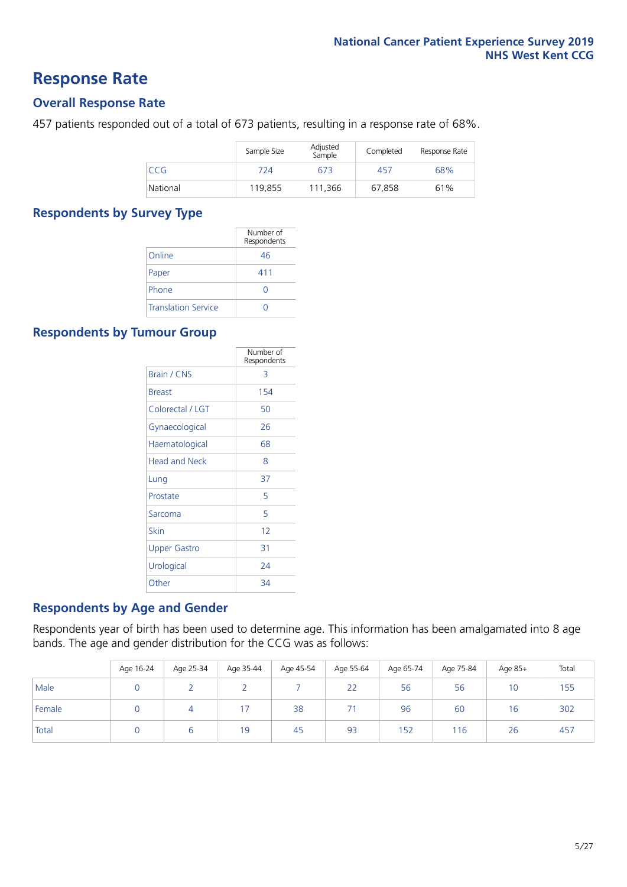# Response Rate

## Overall Response Rate

457 patients responded out of a total of 673 patients, resulting in a response rate of 68%.

| | Sample Size | Adjusted Sample | Completed | Response Rate |
|---|---|---|---|---|
| CCG | 724 | 673 | 457 | 68% |
| National | 119,855 | 111,366 | 67,858 | 61% |

## Respondents by Survey Type

| | Number of Respondents |
|---|---|
| Online | 46 |
| Paper | 411 |
| Phone | 0 |
| Translation Service | 0 |

## Respondents by Tumour Group

| | Number of Respondents |
|---|---|
| Brain / CNS | 3 |
| Breast | 154 |
| Colorectal / LGT | 50 |
| Gynaecological | 26 |
| Haematological | 68 |
| Head and Neck | 8 |
| Lung | 37 |
| Prostate | 5 |
| Sarcoma | 5 |
| Skin | 12 |
| Upper Gastro | 31 |
| Urological | 24 |
| Other | 34 |

## Respondents by Age and Gender

Respondents year of birth has been used to determine age. This information has been amalgamated into 8 age bands. The age and gender distribution for the CCG was as follows:

| | Age 16-24 | Age 25-34 | Age 35-44 | Age 45-54 | Age 55-64 | Age 65-74 | Age 75-84 | Age 85+ | Total |
|---|---|---|---|---|---|---|---|---|---|
| Male | 0 | 2 | 2 | 7 | 22 | 56 | 56 | 10 | 155 |
| Female | 0 | 4 | 17 | 38 | 71 | 96 | 60 | 16 | 302 |
| Total | 0 | 6 | 19 | 45 | 93 | 152 | 116 | 26 | 457 |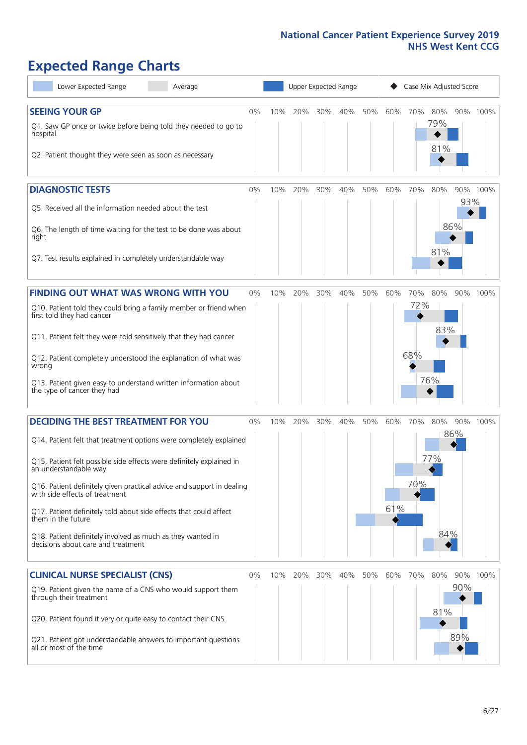# Expected Range Charts

Legend: Lower Expected Range | Average | Upper Expected Range | ◆ Case Mix Adjusted Score

## SEEING YOUR GP

| Question | Case Mix Adjusted Score |
|---|---|
| Q1. Saw GP once or twice before being told they needed to go to hospital | 79% |
| Q2. Patient thought they were seen as soon as necessary | 81% |

## DIAGNOSTIC TESTS

| Question | Case Mix Adjusted Score |
|---|---|
| Q5. Received all the information needed about the test | 93% |
| Q6. The length of time waiting for the test to be done was about right | 86% |
| Q7. Test results explained in completely understandable way | 81% |

## FINDING OUT WHAT WAS WRONG WITH YOU

| Question | Case Mix Adjusted Score |
|---|---|
| Q10. Patient told they could bring a family member or friend when first told they had cancer | 72% |
| Q11. Patient felt they were told sensitively that they had cancer | 83% |
| Q12. Patient completely understood the explanation of what was wrong | 68% |
| Q13. Patient given easy to understand written information about the type of cancer they had | 76% |

## DECIDING THE BEST TREATMENT FOR YOU

| Question | Case Mix Adjusted Score |
|---|---|
| Q14. Patient felt that treatment options were completely explained | 86% |
| Q15. Patient felt possible side effects were definitely explained in an understandable way | 77% |
| Q16. Patient definitely given practical advice and support in dealing with side effects of treatment | 70% |
| Q17. Patient definitely told about side effects that could affect them in the future | 61% |
| Q18. Patient definitely involved as much as they wanted in decisions about care and treatment | 84% |

## CLINICAL NURSE SPECIALIST (CNS)

| Question | Case Mix Adjusted Score |
|---|---|
| Q19. Patient given the name of a CNS who would support them through their treatment | 90% |
| Q20. Patient found it very or quite easy to contact their CNS | 81% |
| Q21. Patient got understandable answers to important questions all or most of the time | 89% |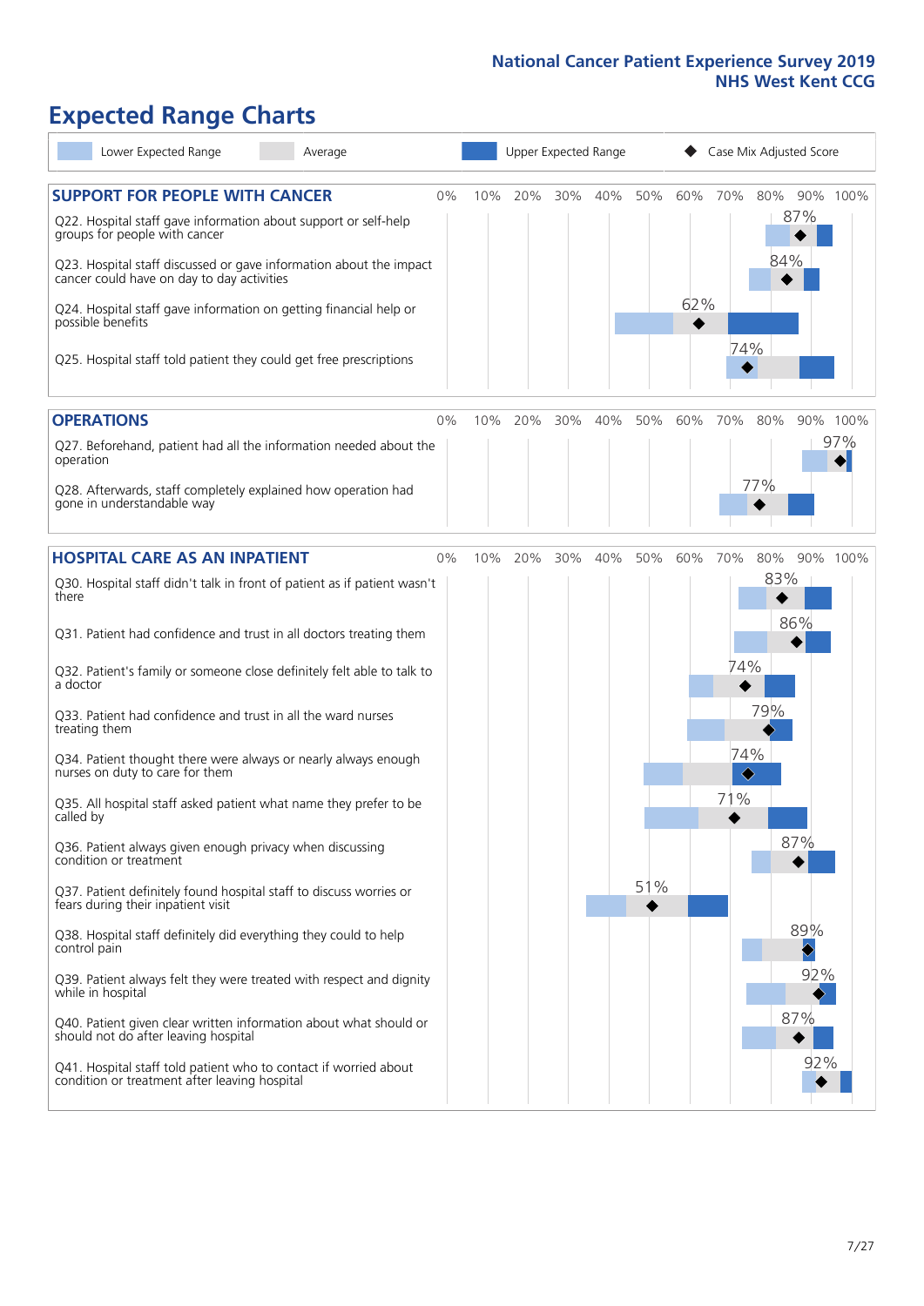National Cancer Patient Experience Survey 2019
NHS West Kent CCG

# Expected Range Charts

Lower Expected Range | Average | Upper Expected Range | Case Mix Adjusted Score

## SUPPORT FOR PEOPLE WITH CANCER

| Question | Case Mix Adjusted Score |
|---|---|
| Q22. Hospital staff gave information about support or self-help groups for people with cancer | 87% |
| Q23. Hospital staff discussed or gave information about the impact cancer could have on day to day activities | 84% |
| Q24. Hospital staff gave information on getting financial help or possible benefits | 62% |
| Q25. Hospital staff told patient they could get free prescriptions | 74% |

## OPERATIONS

| Question | Case Mix Adjusted Score |
|---|---|
| Q27. Beforehand, patient had all the information needed about the operation | 97% |
| Q28. Afterwards, staff completely explained how operation had gone in understandable way | 77% |

## HOSPITAL CARE AS AN INPATIENT

| Question | Case Mix Adjusted Score |
|---|---|
| Q30. Hospital staff didn't talk in front of patient as if patient wasn't there | 83% |
| Q31. Patient had confidence and trust in all doctors treating them | 86% |
| Q32. Patient's family or someone close definitely felt able to talk to a doctor | 74% |
| Q33. Patient had confidence and trust in all the ward nurses treating them | 79% |
| Q34. Patient thought there were always or nearly always enough nurses on duty to care for them | 74% |
| Q35. All hospital staff asked patient what name they prefer to be called by | 71% |
| Q36. Patient always given enough privacy when discussing condition or treatment | 87% |
| Q37. Patient definitely found hospital staff to discuss worries or fears during their inpatient visit | 51% |
| Q38. Hospital staff definitely did everything they could to help control pain | 89% |
| Q39. Patient always felt they were treated with respect and dignity while in hospital | 92% |
| Q40. Patient given clear written information about what should or should not do after leaving hospital | 87% |
| Q41. Hospital staff told patient who to contact if worried about condition or treatment after leaving hospital | 92% |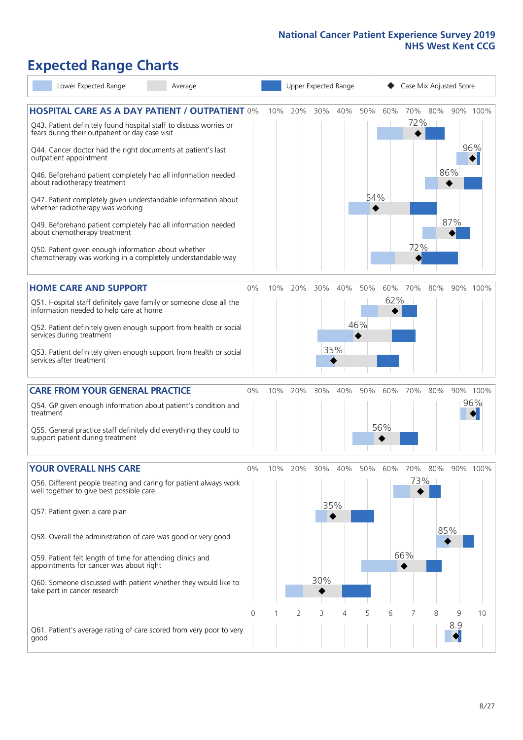National Cancer Patient Experience Survey 2019
NHS West Kent CCG

# Expected Range Charts

Lower Expected Range | Average | Upper Expected Range | ◆ Case Mix Adjusted Score

## HOSPITAL CARE AS A DAY PATIENT / OUTPATIENT

| Question | Case Mix Adjusted Score |
|---|---|
| Q43. Patient definitely found hospital staff to discuss worries or fears during their outpatient or day case visit | 72% |
| Q44. Cancer doctor had the right documents at patient's last outpatient appointment | 96% |
| Q46. Beforehand patient completely had all information needed about radiotherapy treatment | 86% |
| Q47. Patient completely given understandable information about whether radiotherapy treatment was working | 54% |
| Q49. Beforehand patient completely had all information needed about chemotherapy treatment | 87% |
| Q50. Patient given enough information about whether chemotherapy was working in a completely understandable way | 72% |

## HOME CARE AND SUPPORT

| Question | Case Mix Adjusted Score |
|---|---|
| Q51. Hospital staff definitely gave family or someone close all the information needed to help care at home | 62% |
| Q52. Patient definitely given enough support from health or social services during treatment | 46% |
| Q53. Patient definitely given enough support from health or social services after treatment | 35% |

## CARE FROM YOUR GENERAL PRACTICE

| Question | Case Mix Adjusted Score |
|---|---|
| Q54. GP given enough information about patient's condition and treatment | 96% |
| Q55. General practice staff definitely did everything they could to support patient during treatment | 56% |

## YOUR OVERALL NHS CARE

| Question | Case Mix Adjusted Score |
|---|---|
| Q56. Different people treating and caring for patient always work well together to give best possible care | 73% |
| Q57. Patient given a care plan | 35% |
| Q58. Overall the administration of care was good or very good | 85% |
| Q59. Patient felt length of time for attending clinics and appointments for cancer was about right | 66% |
| Q60. Someone discussed with patient whether they would like to take part in cancer research | 30% |
| Q61. Patient's average rating of care scored from very poor to very good | 8.9 |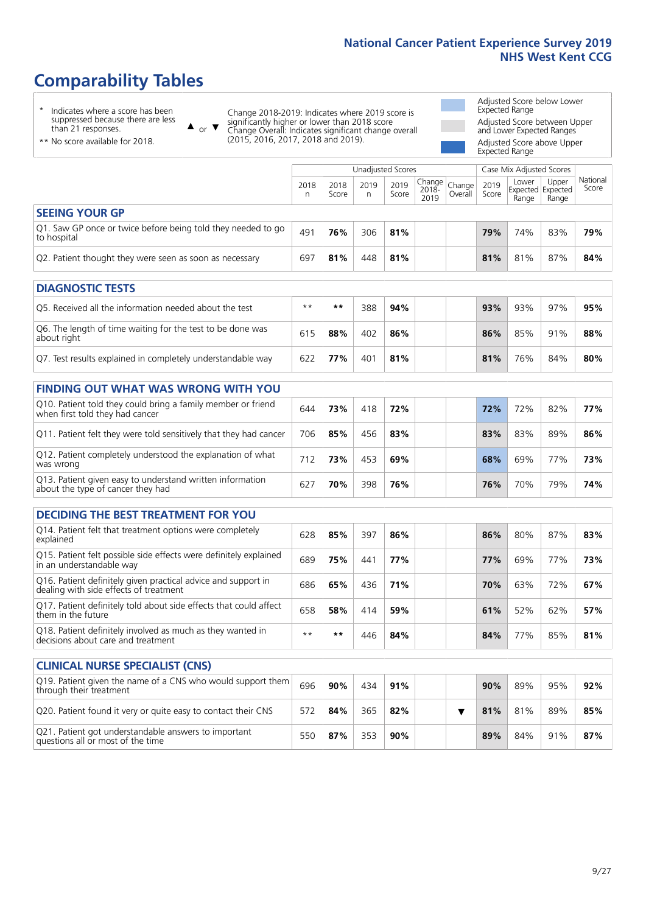## National Cancer Patient Experience Survey 2019
## NHS West Kent CCG

# Comparability Tables

\* Indicates where a score has been suppressed because there are less than 21 responses.

** No score available for 2018.

▲ or ▼ Change 2018-2019: Indicates where 2019 score is significantly higher or lower than 2018 score. Change Overall: Indicates significant change overall (2015, 2016, 2017, 2018 and 2019).

Adjusted Score below Lower Expected Range

Adjusted Score between Upper and Lower Expected Ranges

Adjusted Score above Upper Expected Range

| | Unadjusted Scores | | | | | | Case Mix Adjusted Scores | | | |
|---|---|---|---|---|---|---|---|---|---|---|
| | 2018 n | 2018 Score | 2019 n | 2019 Score | Change 2018-2019 | Change Overall | 2019 Score | Lower Expected Range | Upper Expected Range | National Score |
| **SEEING YOUR GP** | | | | | | | | | | |
| Q1. Saw GP once or twice before being told they needed to go to hospital | 491 | **76%** | 306 | **81%** | | | **79%** | 74% | 83% | **79%** |
| Q2. Patient thought they were seen as soon as necessary | 697 | **81%** | 448 | **81%** | | | **81%** | 81% | 87% | **84%** |
| **DIAGNOSTIC TESTS** | | | | | | | | | | |
| Q5. Received all the information needed about the test | ** | ** | 388 | **94%** | | | **93%** | 93% | 97% | **95%** |
| Q6. The length of time waiting for the test to be done was about right | 615 | **88%** | 402 | **86%** | | | **86%** | 85% | 91% | **88%** |
| Q7. Test results explained in completely understandable way | 622 | **77%** | 401 | **81%** | | | **81%** | 76% | 84% | **80%** |
| **FINDING OUT WHAT WAS WRONG WITH YOU** | | | | | | | | | | |
| Q10. Patient told they could bring a family member or friend when first told they had cancer | 644 | **73%** | 418 | **72%** | | | **72%** | 72% | 82% | **77%** |
| Q11. Patient felt they were told sensitively that they had cancer | 706 | **85%** | 456 | **83%** | | | **83%** | 83% | 89% | **86%** |
| Q12. Patient completely understood the explanation of what was wrong | 712 | **73%** | 453 | **69%** | | | **68%** | 69% | 77% | **73%** |
| Q13. Patient given easy to understand written information about the type of cancer they had | 627 | **70%** | 398 | **76%** | | | **76%** | 70% | 79% | **74%** |
| **DECIDING THE BEST TREATMENT FOR YOU** | | | | | | | | | | |
| Q14. Patient felt that treatment options were completely explained | 628 | **85%** | 397 | **86%** | | | **86%** | 80% | 87% | **83%** |
| Q15. Patient felt possible side effects were definitely explained in an understandable way | 689 | **75%** | 441 | **77%** | | | **77%** | 69% | 77% | **73%** |
| Q16. Patient definitely given practical advice and support in dealing with side effects of treatment | 686 | **65%** | 436 | **71%** | | | **70%** | 63% | 72% | **67%** |
| Q17. Patient definitely told about side effects that could affect them in the future | 658 | **58%** | 414 | **59%** | | | **61%** | 52% | 62% | **57%** |
| Q18. Patient definitely involved as much as they wanted in decisions about care and treatment | ** | ** | 446 | **84%** | | | **84%** | 77% | 85% | **81%** |
| **CLINICAL NURSE SPECIALIST (CNS)** | | | | | | | | | | |
| Q19. Patient given the name of a CNS who would support them through their treatment | 696 | **90%** | 434 | **91%** | | | **90%** | 89% | 95% | **92%** |
| Q20. Patient found it very or quite easy to contact their CNS | 572 | **84%** | 365 | **82%** | | ▼ | **81%** | 81% | 89% | **85%** |
| Q21. Patient got understandable answers to important questions all or most of the time | 550 | **87%** | 353 | **90%** | | | **89%** | 84% | 91% | **87%** |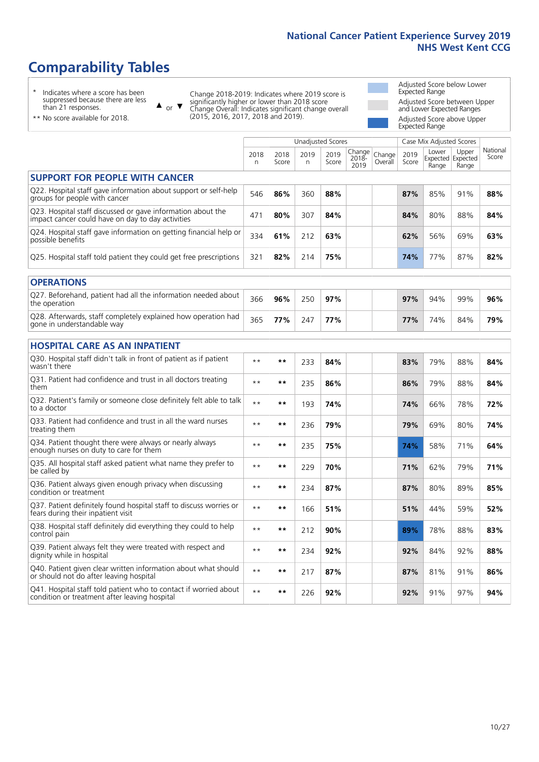# Comparability Tables

\* Indicates where a score has been suppressed because there are less than 21 responses.

\*\* No score available for 2018.

▲ or ▼ Change 2018-2019: Indicates where 2019 score is significantly higher or lower than 2018 score. Change Overall: Indicates significant change overall (2015, 2016, 2017, 2018 and 2019).

Adjusted Score below Lower Expected Range

Adjusted Score between Upper and Lower Expected Ranges

Adjusted Score above Upper Expected Range

| | Unadjusted Scores | | | | | | Case Mix Adjusted Scores | | | |
|---|---|---|---|---|---|---|---|---|---|---|
| | 2018 n | 2018 Score | 2019 n | 2019 Score | Change 2018-2019 | Change Overall | 2019 Score | Lower Expected Range | Upper Expected Range | National Score |
| **SUPPORT FOR PEOPLE WITH CANCER** | | | | | | | | | | |
| Q22. Hospital staff gave information about support or self-help groups for people with cancer | 546 | **86%** | 360 | **88%** | | | **87%** | 85% | 91% | **88%** |
| Q23. Hospital staff discussed or gave information about the impact cancer could have on day to day activities | 471 | **80%** | 307 | **84%** | | | **84%** | 80% | 88% | **84%** |
| Q24. Hospital staff gave information on getting financial help or possible benefits | 334 | **61%** | 212 | **63%** | | | **62%** | 56% | 69% | **63%** |
| Q25. Hospital staff told patient they could get free prescriptions | 321 | **82%** | 214 | **75%** | | | **74%** | 77% | 87% | **82%** |
| **OPERATIONS** | | | | | | | | | | |
| Q27. Beforehand, patient had all the information needed about the operation | 366 | **96%** | 250 | **97%** | | | **97%** | 94% | 99% | **96%** |
| Q28. Afterwards, staff completely explained how operation had gone in understandable way | 365 | **77%** | 247 | **77%** | | | **77%** | 74% | 84% | **79%** |
| **HOSPITAL CARE AS AN INPATIENT** | | | | | | | | | | |
| Q30. Hospital staff didn't talk in front of patient as if patient wasn't there | ** | ** | 233 | **84%** | | | **83%** | 79% | 88% | **84%** |
| Q31. Patient had confidence and trust in all doctors treating them | ** | ** | 235 | **86%** | | | **86%** | 79% | 88% | **84%** |
| Q32. Patient's family or someone close definitely felt able to talk to a doctor | ** | ** | 193 | **74%** | | | **74%** | 66% | 78% | **72%** |
| Q33. Patient had confidence and trust in all the ward nurses treating them | ** | ** | 236 | **79%** | | | **79%** | 69% | 80% | **74%** |
| Q34. Patient thought there were always or nearly always enough nurses on duty to care for them | ** | ** | 235 | **75%** | | | **74%** | 58% | 71% | **64%** |
| Q35. All hospital staff asked patient what name they prefer to be called by | ** | ** | 229 | **70%** | | | **71%** | 62% | 79% | **71%** |
| Q36. Patient always given enough privacy when discussing condition or treatment | ** | ** | 234 | **87%** | | | **87%** | 80% | 89% | **85%** |
| Q37. Patient definitely found hospital staff to discuss worries or fears during their inpatient visit | ** | ** | 166 | **51%** | | | **51%** | 44% | 59% | **52%** |
| Q38. Hospital staff definitely did everything they could to help control pain | ** | ** | 212 | **90%** | | | **89%** | 78% | 88% | **83%** |
| Q39. Patient always felt they were treated with respect and dignity while in hospital | ** | ** | 234 | **92%** | | | **92%** | 84% | 92% | **88%** |
| Q40. Patient given clear written information about what should or should not do after leaving hospital | ** | ** | 217 | **87%** | | | **87%** | 81% | 91% | **86%** |
| Q41. Hospital staff told patient who to contact if worried about condition or treatment after leaving hospital | ** | ** | 226 | **92%** | | | **92%** | 91% | 97% | **94%** |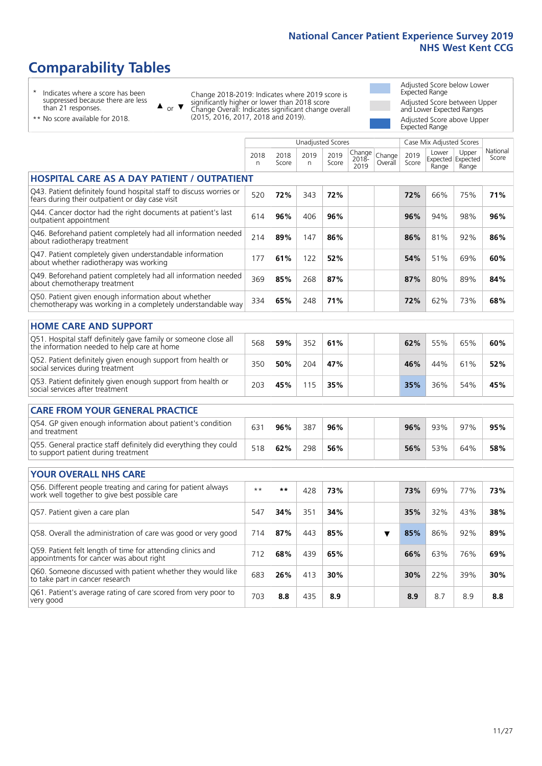# Comparability Tables

- \* Indicates where a score has been suppressed because there are less than 21 responses.
- \*\* No score available for 2018.

▲ or ▼ Change 2018-2019: Indicates where 2019 score is significantly higher or lower than 2018 score. Change Overall: Indicates significant change overall (2015, 2016, 2017, 2018 and 2019).

- Adjusted Score below Lower Expected Range
- Adjusted Score between Upper and Lower Expected Ranges
- Adjusted Score above Upper Expected Range

| | Unadjusted Scores | | | | | | Case Mix Adjusted Scores | | | |
|---|---|---|---|---|---|---|---|---|---|---|
| | 2018 n | 2018 Score | 2019 n | 2019 Score | Change 2018-2019 | Change Overall | 2019 Score | Lower Expected Range | Upper Expected Range | National Score |
| **HOSPITAL CARE AS A DAY PATIENT / OUTPATIENT** | | | | | | | | | | |
| Q43. Patient definitely found hospital staff to discuss worries or fears during their outpatient or day case visit | 520 | **72%** | 343 | **72%** | | | **72%** | 66% | 75% | **71%** |
| Q44. Cancer doctor had the right documents at patient's last outpatient appointment | 614 | **96%** | 406 | **96%** | | | **96%** | 94% | 98% | **96%** |
| Q46. Beforehand patient completely had all information needed about radiotherapy treatment | 214 | **89%** | 147 | **86%** | | | **86%** | 81% | 92% | **86%** |
| Q47. Patient completely given understandable information about whether radiotherapy was working | 177 | **61%** | 122 | **52%** | | | **54%** | 51% | 69% | **60%** |
| Q49. Beforehand patient completely had all information needed about chemotherapy treatment | 369 | **85%** | 268 | **87%** | | | **87%** | 80% | 89% | **84%** |
| Q50. Patient given enough information about whether chemotherapy was working in a completely understandable way | 334 | **65%** | 248 | **71%** | | | **72%** | 62% | 73% | **68%** |
| **HOME CARE AND SUPPORT** | | | | | | | | | | |
| Q51. Hospital staff definitely gave family or someone close all the information needed to help care at home | 568 | **59%** | 352 | **61%** | | | **62%** | 55% | 65% | **60%** |
| Q52. Patient definitely given enough support from health or social services during treatment | 350 | **50%** | 204 | **47%** | | | **46%** | 44% | 61% | **52%** |
| Q53. Patient definitely given enough support from health or social services after treatment | 203 | **45%** | 115 | **35%** | | | **35%** | 36% | 54% | **45%** |
| **CARE FROM YOUR GENERAL PRACTICE** | | | | | | | | | | |
| Q54. GP given enough information about patient's condition and treatment | 631 | **96%** | 387 | **96%** | | | **96%** | 93% | 97% | **95%** |
| Q55. General practice staff definitely did everything they could to support patient during treatment | 518 | **62%** | 298 | **56%** | | | **56%** | 53% | 64% | **58%** |
| **YOUR OVERALL NHS CARE** | | | | | | | | | | |
| Q56. Different people treating and caring for patient always work well together to give best possible care | ** | ** | 428 | **73%** | | | **73%** | 69% | 77% | **73%** |
| Q57. Patient given a care plan | 547 | **34%** | 351 | **34%** | | | **35%** | 32% | 43% | **38%** |
| Q58. Overall the administration of care was good or very good | 714 | **87%** | 443 | **85%** | | ▼ | **85%** | 86% | 92% | **89%** |
| Q59. Patient felt length of time for attending clinics and appointments for cancer was about right | 712 | **68%** | 439 | **65%** | | | **66%** | 63% | 76% | **69%** |
| Q60. Someone discussed with patient whether they would like to take part in cancer research | 683 | **26%** | 413 | **30%** | | | **30%** | 22% | 39% | **30%** |
| Q61. Patient's average rating of care scored from very poor to very good | 703 | **8.8** | 435 | **8.9** | | | **8.9** | 8.7 | 8.9 | **8.8** |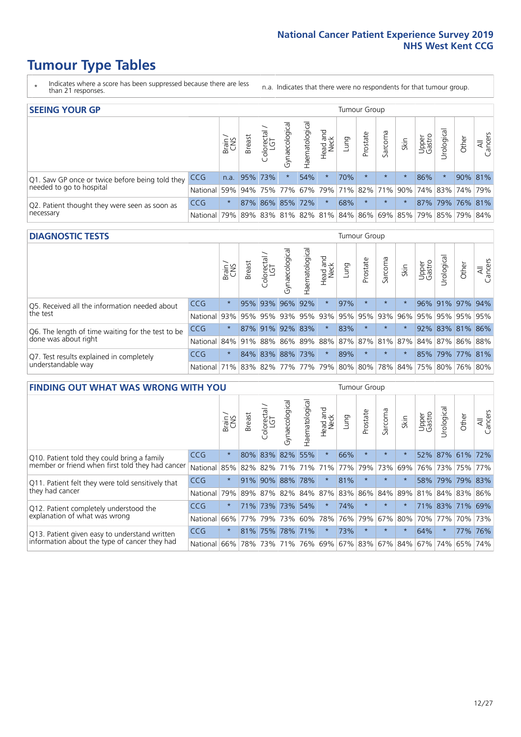# Tumour Type Tables

\* Indicates where a score has been suppressed because there are less than 21 responses.

n.a. Indicates that there were no respondents for that tumour group.

## SEEING YOUR GP

| | | Brain / CNS | Breast | Colorectal / LGT | Gynaecological | Haematological | Head and Neck | Lung | Prostate | Sarcoma | Skin | Upper Gastro | Urological | Other | All Cancers |
|---|---|---|---|---|---|---|---|---|---|---|---|---|---|---|---|
| Q1. Saw GP once or twice before being told they needed to go to hospital | CCG | n.a. | 95% | 73% | * | 54% | * | 70% | * | * | * | 86% | * | 90% | 81% |
| | National | 59% | 94% | 75% | 77% | 67% | 79% | 71% | 82% | 71% | 90% | 74% | 83% | 74% | 79% |
| Q2. Patient thought they were seen as soon as necessary | CCG | * | 87% | 86% | 85% | 72% | * | 68% | * | * | * | 87% | 79% | 76% | 81% |
| | National | 79% | 89% | 83% | 81% | 82% | 81% | 84% | 86% | 69% | 85% | 79% | 85% | 79% | 84% |

## DIAGNOSTIC TESTS

| | | Brain / CNS | Breast | Colorectal / LGT | Gynaecological | Haematological | Head and Neck | Lung | Prostate | Sarcoma | Skin | Upper Gastro | Urological | Other | All Cancers |
|---|---|---|---|---|---|---|---|---|---|---|---|---|---|---|---|
| Q5. Received all the information needed about the test | CCG | * | 95% | 93% | 96% | 92% | * | 97% | * | * | * | 96% | 91% | 97% | 94% |
| | National | 93% | 95% | 95% | 93% | 95% | 93% | 95% | 95% | 93% | 96% | 95% | 95% | 95% | 95% |
| Q6. The length of time waiting for the test to be done was about right | CCG | * | 87% | 91% | 92% | 83% | * | 83% | * | * | * | 92% | 83% | 81% | 86% |
| | National | 84% | 91% | 88% | 86% | 89% | 88% | 87% | 87% | 81% | 87% | 84% | 87% | 86% | 88% |
| Q7. Test results explained in completely understandable way | CCG | * | 84% | 83% | 88% | 73% | * | 89% | * | * | * | 85% | 79% | 77% | 81% |
| | National | 71% | 83% | 82% | 77% | 77% | 79% | 80% | 80% | 78% | 84% | 75% | 80% | 76% | 80% |

## FINDING OUT WHAT WAS WRONG WITH YOU

| | | Brain / CNS | Breast | Colorectal / LGT | Gynaecological | Haematological | Head and Neck | Lung | Prostate | Sarcoma | Skin | Upper Gastro | Urological | Other | All Cancers |
|---|---|---|---|---|---|---|---|---|---|---|---|---|---|---|---|
| Q10. Patient told they could bring a family member or friend when first told they had cancer | CCG | * | 80% | 83% | 82% | 55% | * | 66% | * | * | * | 52% | 87% | 61% | 72% |
| | National | 85% | 82% | 82% | 71% | 71% | 71% | 77% | 79% | 73% | 69% | 76% | 73% | 75% | 77% |
| Q11. Patient felt they were told sensitively that they had cancer | CCG | * | 91% | 90% | 88% | 78% | * | 81% | * | * | * | 58% | 79% | 79% | 83% |
| | National | 79% | 89% | 87% | 82% | 84% | 87% | 83% | 86% | 84% | 89% | 81% | 84% | 83% | 86% |
| Q12. Patient completely understood the explanation of what was wrong | CCG | * | 71% | 73% | 73% | 54% | * | 74% | * | * | * | 71% | 83% | 71% | 69% |
| | National | 66% | 77% | 79% | 73% | 60% | 78% | 76% | 79% | 67% | 80% | 70% | 77% | 70% | 73% |
| Q13. Patient given easy to understand written information about the type of cancer they had | CCG | * | 81% | 75% | 78% | 71% | * | 73% | * | * | * | 64% | * | 77% | 76% |
| | National | 66% | 78% | 73% | 71% | 76% | 69% | 67% | 83% | 67% | 84% | 67% | 74% | 65% | 74% |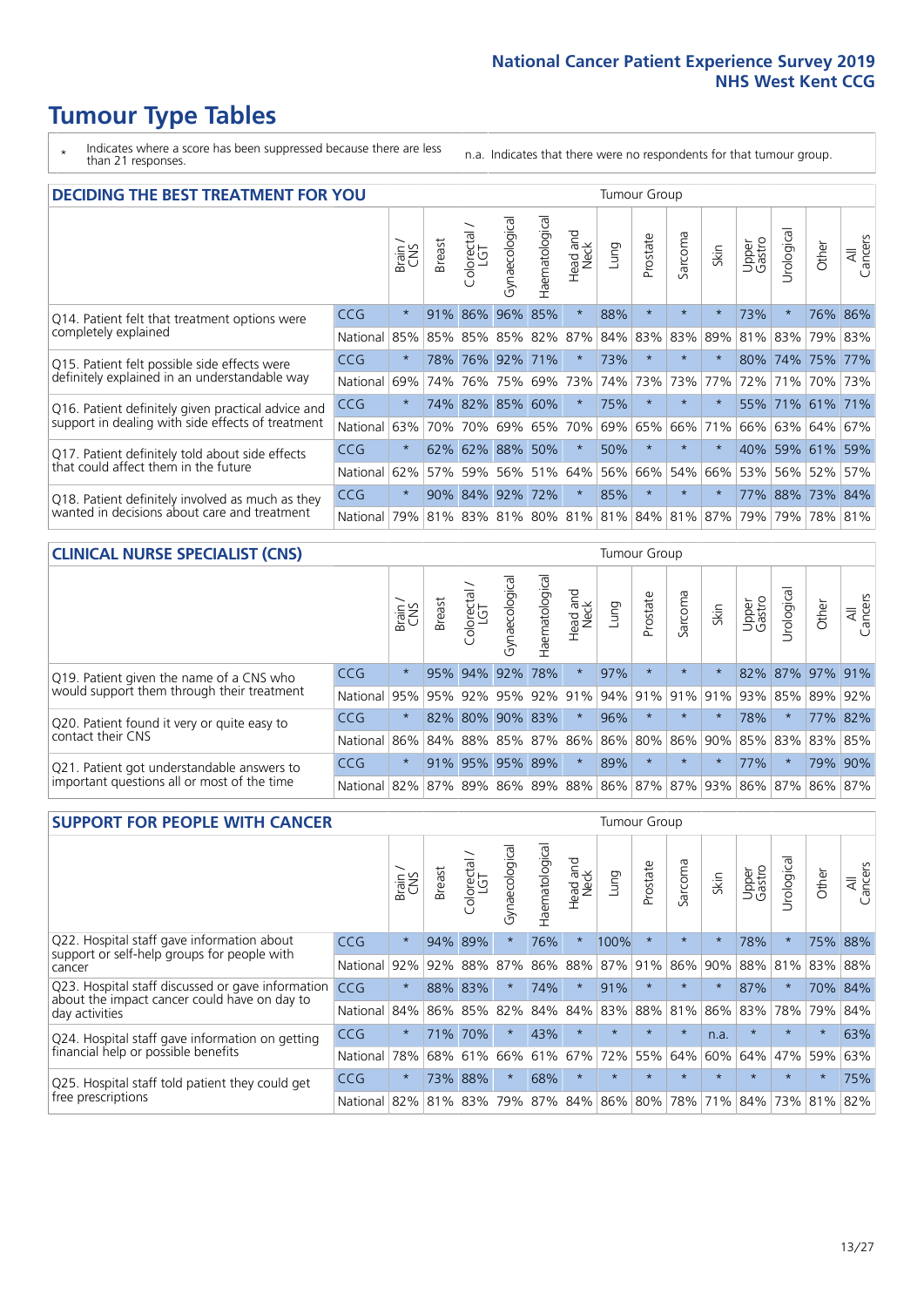# Tumour Type Tables

\* Indicates where a score has been suppressed because there are less than 21 responses.

n.a. Indicates that there were no respondents for that tumour group.

## DECIDING THE BEST TREATMENT FOR YOU

| | | Brain / CNS | Breast | Colorectal / LGT | Gynaecological | Haematological | Head and Neck | Lung | Prostate | Sarcoma | Skin | Upper Gastro | Urological | Other | All Cancers |
|---|---|---|---|---|---|---|---|---|---|---|---|---|---|---|---|
| Q14. Patient felt that treatment options were completely explained | CCG | * | 91% | 86% | 96% | 85% | * | 88% | * | * | * | 73% | * | 76% | 86% |
| | National | 85% | 85% | 85% | 85% | 82% | 87% | 84% | 83% | 83% | 89% | 81% | 83% | 79% | 83% |
| Q15. Patient felt possible side effects were definitely explained in an understandable way | CCG | * | 78% | 76% | 92% | 71% | * | 73% | * | * | * | 80% | 74% | 75% | 77% |
| | National | 69% | 74% | 76% | 75% | 69% | 73% | 74% | 73% | 73% | 77% | 72% | 71% | 70% | 73% |
| Q16. Patient definitely given practical advice and support in dealing with side effects of treatment | CCG | * | 74% | 82% | 85% | 60% | * | 75% | * | * | * | 55% | 71% | 61% | 71% |
| | National | 63% | 70% | 70% | 69% | 65% | 70% | 69% | 65% | 66% | 71% | 66% | 63% | 64% | 67% |
| Q17. Patient definitely told about side effects that could affect them in the future | CCG | * | 62% | 62% | 88% | 50% | * | 50% | * | * | * | 40% | 59% | 61% | 59% |
| | National | 62% | 57% | 59% | 56% | 51% | 64% | 56% | 66% | 54% | 66% | 53% | 56% | 52% | 57% |
| Q18. Patient definitely involved as much as they wanted in decisions about care and treatment | CCG | * | 90% | 84% | 92% | 72% | * | 85% | * | * | * | 77% | 88% | 73% | 84% |
| | National | 79% | 81% | 83% | 81% | 80% | 81% | 81% | 84% | 81% | 87% | 79% | 79% | 78% | 81% |

## CLINICAL NURSE SPECIALIST (CNS)

| | | Brain / CNS | Breast | Colorectal / LGT | Gynaecological | Haematological | Head and Neck | Lung | Prostate | Sarcoma | Skin | Upper Gastro | Urological | Other | All Cancers |
|---|---|---|---|---|---|---|---|---|---|---|---|---|---|---|---|
| Q19. Patient given the name of a CNS who would support them through their treatment | CCG | * | 95% | 94% | 92% | 78% | * | 97% | * | * | * | 82% | 87% | 97% | 91% |
| | National | 95% | 95% | 92% | 95% | 92% | 91% | 94% | 91% | 91% | 91% | 93% | 85% | 89% | 92% |
| Q20. Patient found it very or quite easy to contact their CNS | CCG | * | 82% | 80% | 90% | 83% | * | 96% | * | * | * | 78% | * | 77% | 82% |
| | National | 86% | 84% | 88% | 85% | 87% | 86% | 86% | 80% | 86% | 90% | 85% | 83% | 83% | 85% |
| Q21. Patient got understandable answers to important questions all or most of the time | CCG | * | 91% | 95% | 95% | 89% | * | 89% | * | * | * | 77% | * | 79% | 90% |
| | National | 82% | 87% | 89% | 86% | 89% | 88% | 86% | 87% | 87% | 93% | 86% | 87% | 86% | 87% |

## SUPPORT FOR PEOPLE WITH CANCER

| | | Brain / CNS | Breast | Colorectal / LGT | Gynaecological | Haematological | Head and Neck | Lung | Prostate | Sarcoma | Skin | Upper Gastro | Urological | Other | All Cancers |
|---|---|---|---|---|---|---|---|---|---|---|---|---|---|---|---|
| Q22. Hospital staff gave information about support or self-help groups for people with cancer | CCG | * | 94% | 89% | * | 76% | * | 100% | * | * | * | 78% | * | 75% | 88% |
| | National | 92% | 92% | 88% | 87% | 86% | 88% | 87% | 91% | 86% | 90% | 88% | 81% | 83% | 88% |
| Q23. Hospital staff discussed or gave information about the impact cancer could have on day to day activities | CCG | * | 88% | 83% | * | 74% | * | 91% | * | * | * | 87% | * | 70% | 84% |
| | National | 84% | 86% | 85% | 82% | 84% | 84% | 83% | 88% | 81% | 86% | 83% | 78% | 79% | 84% |
| Q24. Hospital staff gave information on getting financial help or possible benefits | CCG | * | 71% | 70% | * | 43% | * | * | * | * | n.a. | * | * | * | 63% |
| | National | 78% | 68% | 61% | 66% | 61% | 67% | 72% | 55% | 64% | 60% | 64% | 47% | 59% | 63% |
| Q25. Hospital staff told patient they could get free prescriptions | CCG | * | 73% | 88% | * | 68% | * | * | * | * | * | * | * | * | 75% |
| | National | 82% | 81% | 83% | 79% | 87% | 84% | 86% | 80% | 78% | 71% | 84% | 73% | 81% | 82% |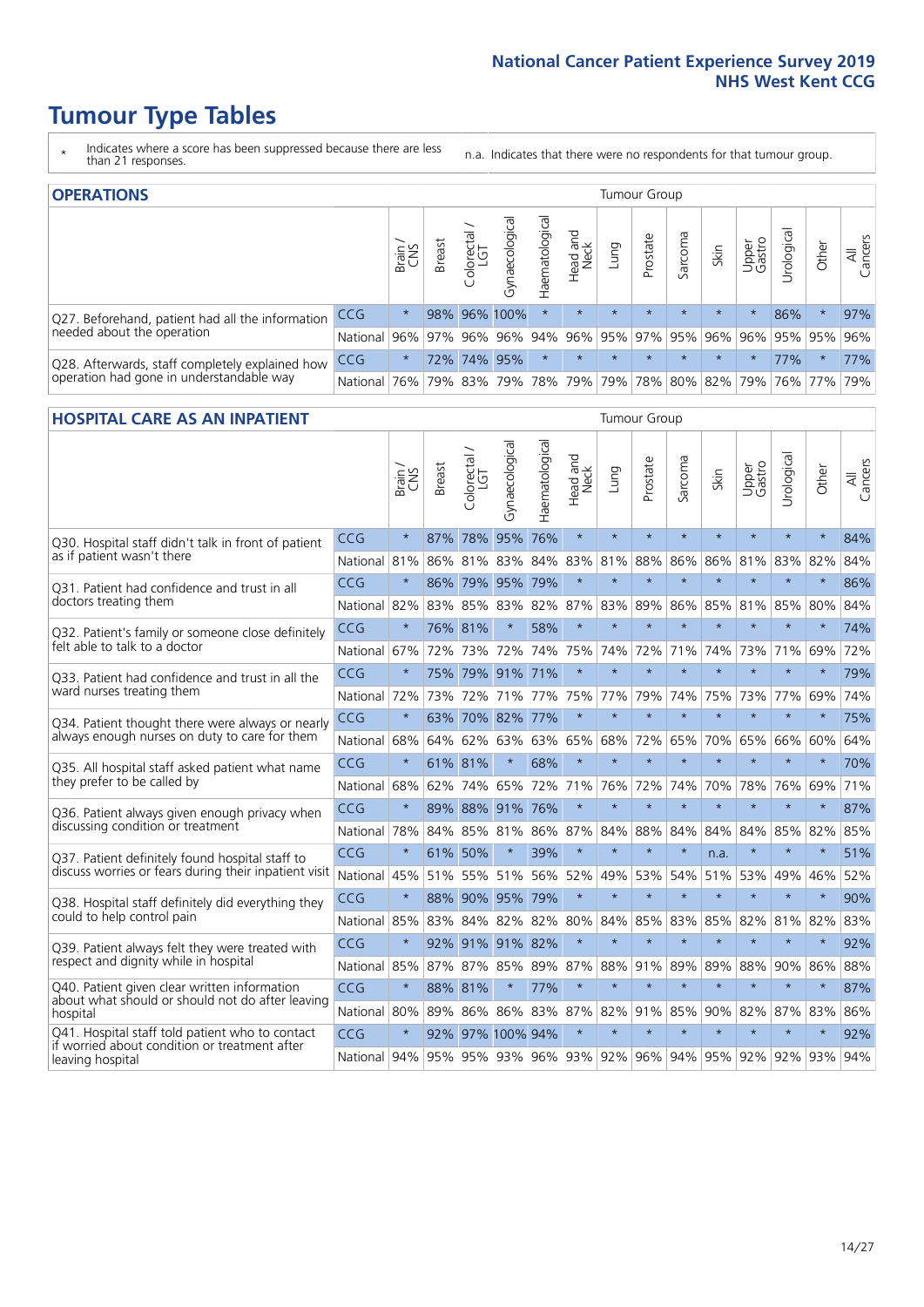# Tumour Type Tables

\* Indicates where a score has been suppressed because there are less than 21 responses.

n.a. Indicates that there were no respondents for that tumour group.

## OPERATIONS

| | | Brain / CNS | Breast | Colorectal / LGT | Gynaecological | Haematological | Head and Neck | Lung | Prostate | Sarcoma | Skin | Upper Gastro | Urological | Other | All Cancers |
|---|---|---|---|---|---|---|---|---|---|---|---|---|---|---|---|
| Q27. Beforehand, patient had all the information needed about the operation | CCG | * | 98% | 96% | 100% | * | * | * | * | * | * | * | 86% | * | 97% |
| | National | 96% | 97% | 96% | 96% | 94% | 96% | 95% | 97% | 95% | 96% | 96% | 95% | 95% | 96% |
| Q28. Afterwards, staff completely explained how operation had gone in understandable way | CCG | * | 72% | 74% | 95% | * | * | * | * | * | * | * | 77% | * | 77% |
| | National | 76% | 79% | 83% | 79% | 78% | 79% | 79% | 78% | 80% | 82% | 79% | 76% | 77% | 79% |

## HOSPITAL CARE AS AN INPATIENT

| | | Brain / CNS | Breast | Colorectal / LGT | Gynaecological | Haematological | Head and Neck | Lung | Prostate | Sarcoma | Skin | Upper Gastro | Urological | Other | All Cancers |
|---|---|---|---|---|---|---|---|---|---|---|---|---|---|---|---|
| Q30. Hospital staff didn't talk in front of patient as if patient wasn't there | CCG | * | 87% | 78% | 95% | 76% | * | * | * | * | * | * | * | * | 84% |
| | National | 81% | 86% | 81% | 83% | 84% | 83% | 81% | 88% | 86% | 86% | 81% | 83% | 82% | 84% |
| Q31. Patient had confidence and trust in all doctors treating them | CCG | * | 86% | 79% | 95% | 79% | * | * | * | * | * | * | * | * | 86% |
| | National | 82% | 83% | 85% | 83% | 82% | 87% | 83% | 89% | 86% | 85% | 81% | 85% | 80% | 84% |
| Q32. Patient's family or someone close definitely felt able to talk to a doctor | CCG | * | 76% | 81% | * | 58% | * | * | * | * | * | * | * | * | 74% |
| | National | 67% | 72% | 73% | 72% | 74% | 75% | 74% | 72% | 71% | 74% | 73% | 71% | 69% | 72% |
| Q33. Patient had confidence and trust in all the ward nurses treating them | CCG | * | 75% | 79% | 91% | 71% | * | * | * | * | * | * | * | * | 79% |
| | National | 72% | 73% | 72% | 71% | 77% | 75% | 77% | 79% | 74% | 75% | 73% | 77% | 69% | 74% |
| Q34. Patient thought there were always or nearly always enough nurses on duty to care for them | CCG | * | 63% | 70% | 82% | 77% | * | * | * | * | * | * | * | * | 75% |
| | National | 68% | 64% | 62% | 63% | 63% | 65% | 68% | 72% | 65% | 70% | 65% | 66% | 60% | 64% |
| Q35. All hospital staff asked patient what name they prefer to be called by | CCG | * | 61% | 81% | * | 68% | * | * | * | * | * | * | * | * | 70% |
| | National | 68% | 62% | 74% | 65% | 72% | 71% | 76% | 72% | 74% | 70% | 78% | 76% | 69% | 71% |
| Q36. Patient always given enough privacy when discussing condition or treatment | CCG | * | 89% | 88% | 91% | 76% | * | * | * | * | * | * | * | * | 87% |
| | National | 78% | 84% | 85% | 81% | 86% | 87% | 84% | 88% | 84% | 84% | 84% | 85% | 82% | 85% |
| Q37. Patient definitely found hospital staff to discuss worries or fears during their inpatient visit | CCG | * | 61% | 50% | * | 39% | * | * | * | * | n.a. | * | * | * | 51% |
| | National | 45% | 51% | 55% | 51% | 56% | 52% | 49% | 53% | 54% | 51% | 53% | 49% | 46% | 52% |
| Q38. Hospital staff definitely did everything they could to help control pain | CCG | * | 88% | 90% | 95% | 79% | * | * | * | * | * | * | * | * | 90% |
| | National | 85% | 83% | 84% | 82% | 82% | 80% | 84% | 85% | 83% | 85% | 82% | 81% | 82% | 83% |
| Q39. Patient always felt they were treated with respect and dignity while in hospital | CCG | * | 92% | 91% | 91% | 82% | * | * | * | * | * | * | * | * | 92% |
| | National | 85% | 87% | 87% | 85% | 89% | 87% | 88% | 91% | 89% | 89% | 88% | 90% | 86% | 88% |
| Q40. Patient given clear written information about what should or should not do after leaving hospital | CCG | * | 88% | 81% | * | 77% | * | * | * | * | * | * | * | * | 87% |
| | National | 80% | 89% | 86% | 86% | 83% | 87% | 82% | 91% | 85% | 90% | 82% | 87% | 83% | 86% |
| Q41. Hospital staff told patient who to contact if worried about condition or treatment after leaving hospital | CCG | * | 92% | 97% | 100% | 94% | * | * | * | * | * | * | * | * | 92% |
| | National | 94% | 95% | 95% | 93% | 96% | 93% | 92% | 96% | 94% | 95% | 92% | 92% | 93% | 94% |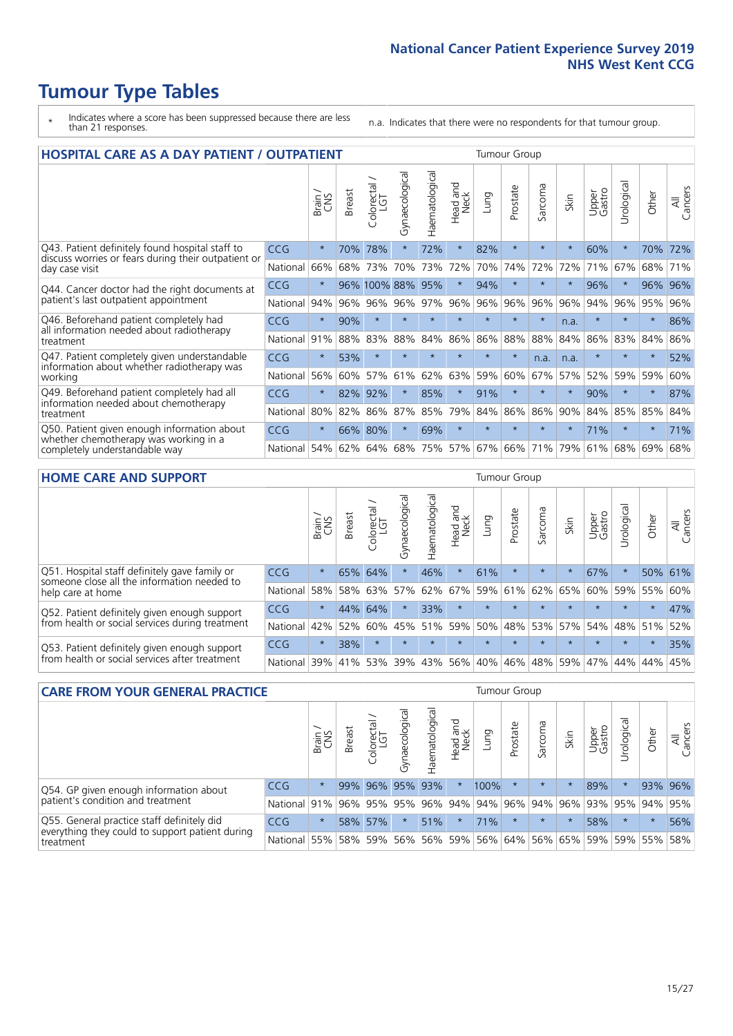# Tumour Type Tables

\* Indicates where a score has been suppressed because there are less than 21 responses.

n.a. Indicates that there were no respondents for that tumour group.

## HOSPITAL CARE AS A DAY PATIENT / OUTPATIENT

| | | Brain / CNS | Breast | Colorectal / LGT | Gynaecological | Haematological | Head and Neck | Lung | Prostate | Sarcoma | Skin | Upper Gastro | Urological | Other | All Cancers |
|---|---|---|---|---|---|---|---|---|---|---|---|---|---|---|---|
| Q43. Patient definitely found hospital staff to discuss worries or fears during their outpatient or day case visit | CCG | * | 70% | 78% | * | 72% | * | 82% | * | * | * | 60% | * | 70% | 72% |
| | National | 66% | 68% | 73% | 70% | 73% | 72% | 70% | 74% | 72% | 72% | 71% | 67% | 68% | 71% |
| Q44. Cancer doctor had the right documents at patient's last outpatient appointment | CCG | * | 96% | 100% | 88% | 95% | * | 94% | * | * | * | 96% | * | 96% | 96% |
| | National | 94% | 96% | 96% | 96% | 97% | 96% | 96% | 96% | 96% | 96% | 94% | 96% | 95% | 96% |
| Q46. Beforehand patient completely had all information needed about radiotherapy treatment | CCG | * | 90% | * | * | * | * | * | * | * | n.a. | * | * | * | 86% |
| | National | 91% | 88% | 83% | 88% | 84% | 86% | 86% | 88% | 88% | 84% | 86% | 83% | 84% | 86% |
| Q47. Patient completely given understandable information about whether radiotherapy was working | CCG | * | 53% | * | * | * | * | * | * | n.a. | n.a. | * | * | * | 52% |
| | National | 56% | 60% | 57% | 61% | 62% | 63% | 59% | 60% | 67% | 57% | 52% | 59% | 59% | 60% |
| Q49. Beforehand patient completely had all information needed about chemotherapy treatment | CCG | * | 82% | 92% | * | 85% | * | 91% | * | * | * | 90% | * | * | 87% |
| | National | 80% | 82% | 86% | 87% | 85% | 79% | 84% | 86% | 86% | 90% | 84% | 85% | 85% | 84% |
| Q50. Patient given enough information about whether chemotherapy was working in a completely understandable way | CCG | * | 66% | 80% | * | 69% | * | * | * | * | * | 71% | * | * | 71% |
| | National | 54% | 62% | 64% | 68% | 75% | 57% | 67% | 66% | 71% | 79% | 61% | 68% | 69% | 68% |

## HOME CARE AND SUPPORT

| | | Brain / CNS | Breast | Colorectal / LGT | Gynaecological | Haematological | Head and Neck | Lung | Prostate | Sarcoma | Skin | Upper Gastro | Urological | Other | All Cancers |
|---|---|---|---|---|---|---|---|---|---|---|---|---|---|---|---|
| Q51. Hospital staff definitely gave family or someone close all the information needed to help care at home | CCG | * | 65% | 64% | * | 46% | * | 61% | * | * | * | 67% | * | 50% | 61% |
| | National | 58% | 58% | 63% | 57% | 62% | 67% | 59% | 61% | 62% | 65% | 60% | 59% | 55% | 60% |
| Q52. Patient definitely given enough support from health or social services during treatment | CCG | * | 44% | 64% | * | 33% | * | * | * | * | * | * | * | * | 47% |
| | National | 42% | 52% | 60% | 45% | 51% | 59% | 50% | 48% | 53% | 57% | 54% | 48% | 51% | 52% |
| Q53. Patient definitely given enough support from health or social services after treatment | CCG | * | 38% | * | * | * | * | * | * | * | * | * | * | * | 35% |
| | National | 39% | 41% | 53% | 39% | 43% | 56% | 40% | 46% | 48% | 59% | 47% | 44% | 44% | 45% |

## CARE FROM YOUR GENERAL PRACTICE

| | | Brain / CNS | Breast | Colorectal / LGT | Gynaecological | Haematological | Head and Neck | Lung | Prostate | Sarcoma | Skin | Upper Gastro | Urological | Other | All Cancers |
|---|---|---|---|---|---|---|---|---|---|---|---|---|---|---|---|
| Q54. GP given enough information about patient's condition and treatment | CCG | * | 99% | 96% | 95% | 93% | * | 100% | * | * | * | 89% | * | 93% | 96% |
| | National | 91% | 96% | 95% | 95% | 96% | 94% | 94% | 96% | 94% | 96% | 93% | 95% | 94% | 95% |
| Q55. General practice staff definitely did everything they could to support patient during treatment | CCG | * | 58% | 57% | * | 51% | * | 71% | * | * | * | 58% | * | * | 56% |
| | National | 55% | 58% | 59% | 56% | 56% | 59% | 56% | 64% | 56% | 65% | 59% | 59% | 55% | 58% |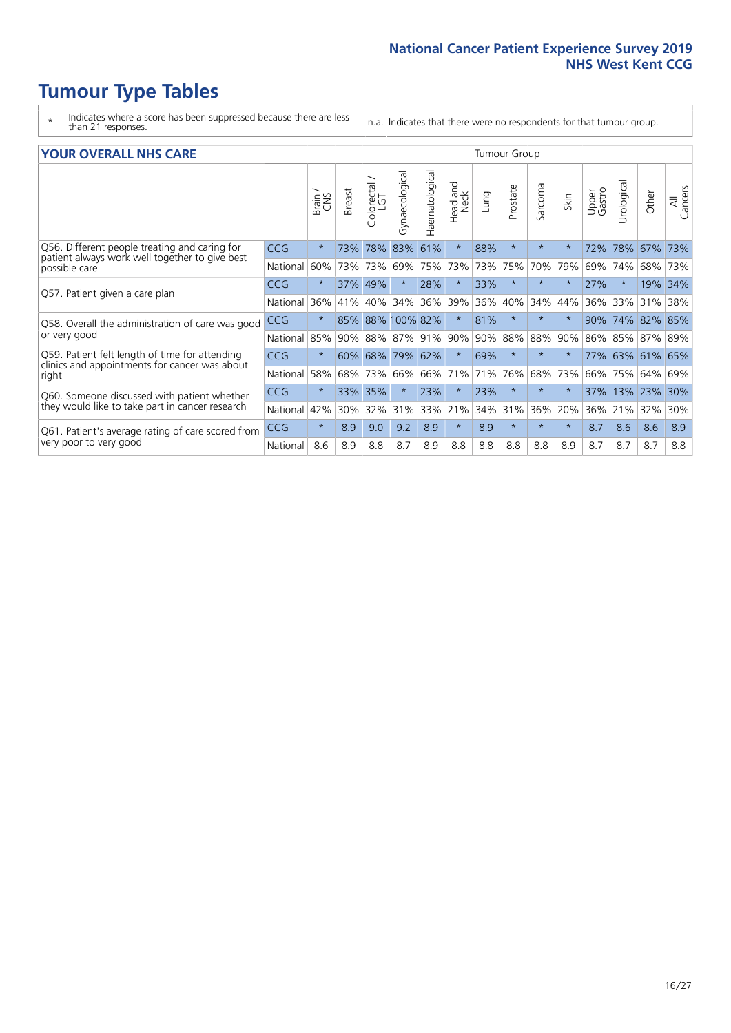# Tumour Type Tables

\* Indicates where a score has been suppressed because there are less than 21 responses.

n.a. Indicates that there were no respondents for that tumour group.

## YOUR OVERALL NHS CARE

| | | Tumour Group | | | | | | | | | | | | | |
|---|---|---|---|---|---|---|---|---|---|---|---|---|---|---|---|
| | | Brain / CNS | Breast | Colorectal / LGT | Gynaecological | Haematological | Head and Neck | Lung | Prostate | Sarcoma | Skin | Upper Gastro | Urological | Other | All Cancers |
| Q56. Different people treating and caring for patient always work well together to give best possible care | CCG | * | 73% | 78% | 83% | 61% | * | 88% | * | * | * | 72% | 78% | 67% | 73% |
| | National | 60% | 73% | 73% | 69% | 75% | 73% | 73% | 75% | 70% | 79% | 69% | 74% | 68% | 73% |
| Q57. Patient given a care plan | CCG | * | 37% | 49% | * | 28% | * | 33% | * | * | * | 27% | * | 19% | 34% |
| | National | 36% | 41% | 40% | 34% | 36% | 39% | 36% | 40% | 34% | 44% | 36% | 33% | 31% | 38% |
| Q58. Overall the administration of care was good or very good | CCG | * | 85% | 88% | 100% | 82% | * | 81% | * | * | * | 90% | 74% | 82% | 85% |
| | National | 85% | 90% | 88% | 87% | 91% | 90% | 90% | 88% | 88% | 90% | 86% | 85% | 87% | 89% |
| Q59. Patient felt length of time for attending clinics and appointments for cancer was about right | CCG | * | 60% | 68% | 79% | 62% | * | 69% | * | * | * | 77% | 63% | 61% | 65% |
| | National | 58% | 68% | 73% | 66% | 66% | 71% | 71% | 76% | 68% | 73% | 66% | 75% | 64% | 69% |
| Q60. Someone discussed with patient whether they would like to take part in cancer research | CCG | * | 33% | 35% | * | 23% | * | 23% | * | * | * | 37% | 13% | 23% | 30% |
| | National | 42% | 30% | 32% | 31% | 33% | 21% | 34% | 31% | 36% | 20% | 36% | 21% | 32% | 30% |
| Q61. Patient's average rating of care scored from very poor to very good | CCG | * | 8.9 | 9.0 | 9.2 | 8.9 | * | 8.9 | * | * | * | 8.7 | 8.6 | 8.6 | 8.9 |
| | National | 8.6 | 8.9 | 8.8 | 8.7 | 8.9 | 8.8 | 8.8 | 8.8 | 8.8 | 8.9 | 8.7 | 8.7 | 8.7 | 8.8 |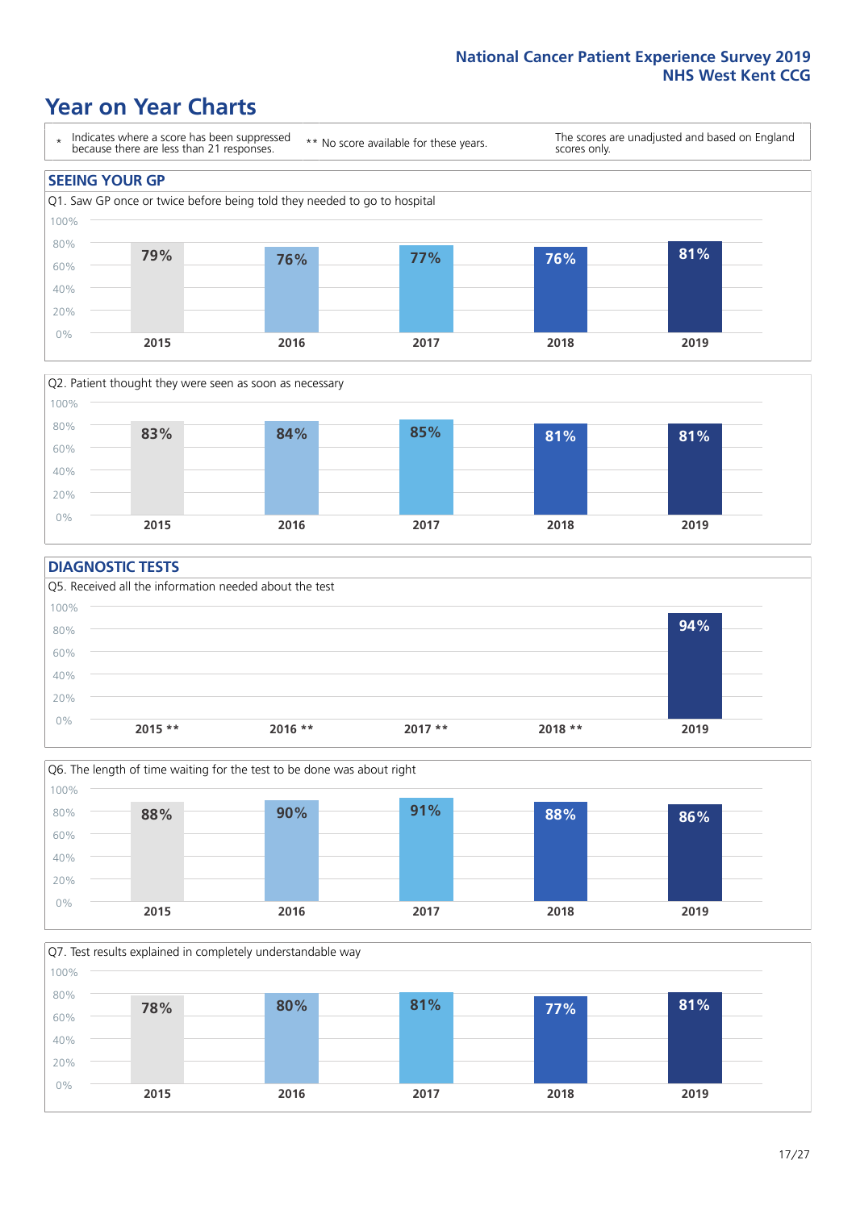# Year on Year Charts

\* Indicates where a score has been suppressed because there are less than 21 responses.

** No score available for these years.

The scores are unadjusted and based on England scores only.

## SEEING YOUR GP

Q1. Saw GP once or twice before being told they needed to go to hospital

| 2015 | 2016 | 2017 | 2018 | 2019 |
|---|---|---|---|---|
| 79% | 76% | 77% | 76% | 81% |

Q2. Patient thought they were seen as soon as necessary

| 2015 | 2016 | 2017 | 2018 | 2019 |
|---|---|---|---|---|
| 83% | 84% | 85% | 81% | 81% |

## DIAGNOSTIC TESTS

Q5. Received all the information needed about the test

| 2015 ** | 2016 ** | 2017 ** | 2018 ** | 2019 |
|---|---|---|---|---|
| | | | | 94% |

Q6. The length of time waiting for the test to be done was about right

| 2015 | 2016 | 2017 | 2018 | 2019 |
|---|---|---|---|---|
| 88% | 90% | 91% | 88% | 86% |

Q7. Test results explained in completely understandable way

| 2015 | 2016 | 2017 | 2018 | 2019 |
|---|---|---|---|---|
| 78% | 80% | 81% | 77% | 81% |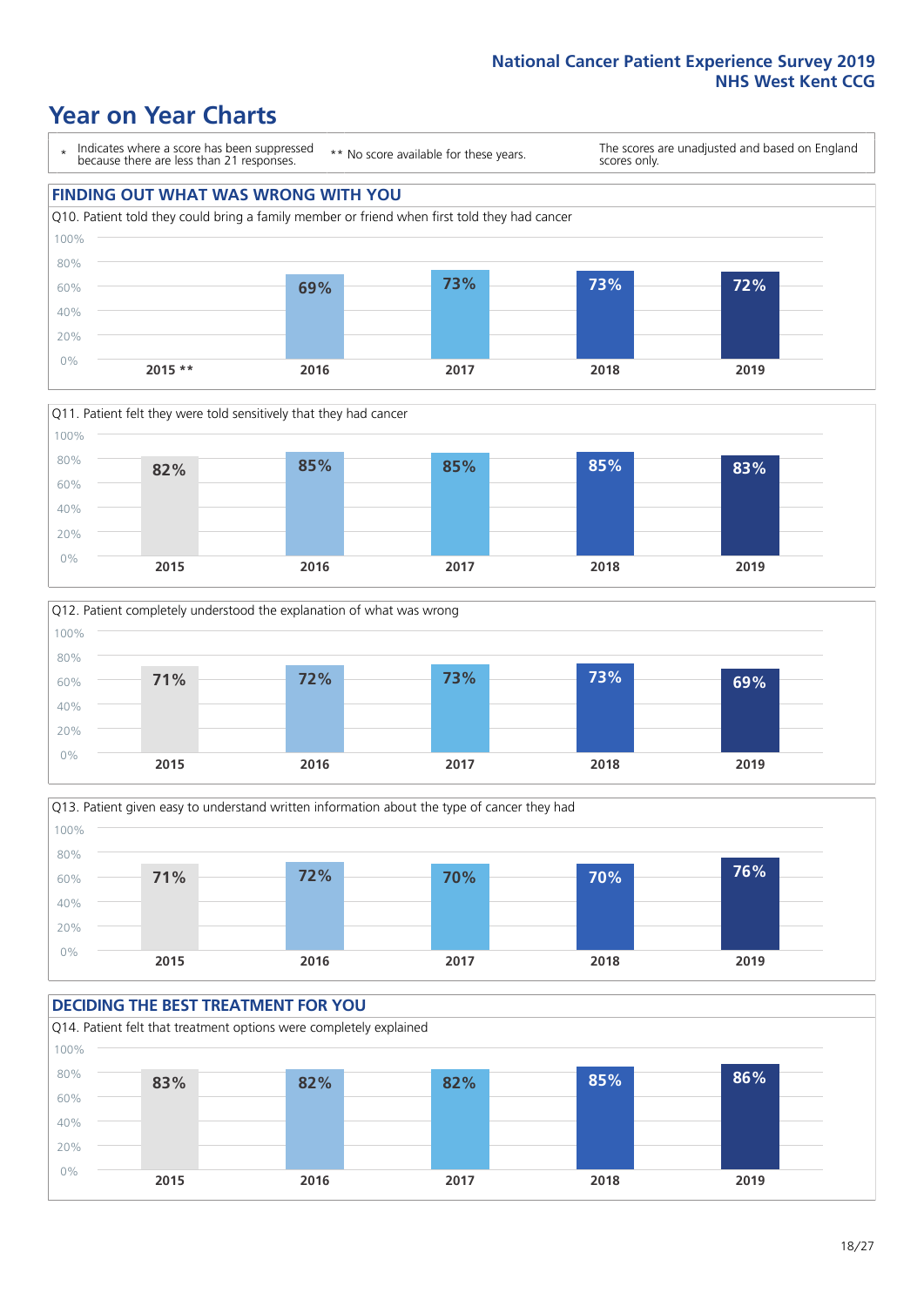National Cancer Patient Experience Survey 2019
NHS West Kent CCG

# Year on Year Charts

\* Indicates where a score has been suppressed because there are less than 21 responses.

** No score available for these years.

The scores are unadjusted and based on England scores only.

## FINDING OUT WHAT WAS WRONG WITH YOU

Q10. Patient told they could bring a family member or friend when first told they had cancer

| 2015 ** | 2016 | 2017 | 2018 | 2019 |
|---|---|---|---|---|
| | 69% | 73% | 73% | 72% |

Q11. Patient felt they were told sensitively that they had cancer

| 2015 | 2016 | 2017 | 2018 | 2019 |
|---|---|---|---|---|
| 82% | 85% | 85% | 85% | 83% |

Q12. Patient completely understood the explanation of what was wrong

| 2015 | 2016 | 2017 | 2018 | 2019 |
|---|---|---|---|---|
| 71% | 72% | 73% | 73% | 69% |

Q13. Patient given easy to understand written information about the type of cancer they had

| 2015 | 2016 | 2017 | 2018 | 2019 |
|---|---|---|---|---|
| 71% | 72% | 70% | 70% | 76% |

## DECIDING THE BEST TREATMENT FOR YOU

Q14. Patient felt that treatment options were completely explained

| 2015 | 2016 | 2017 | 2018 | 2019 |
|---|---|---|---|---|
| 83% | 82% | 82% | 85% | 86% |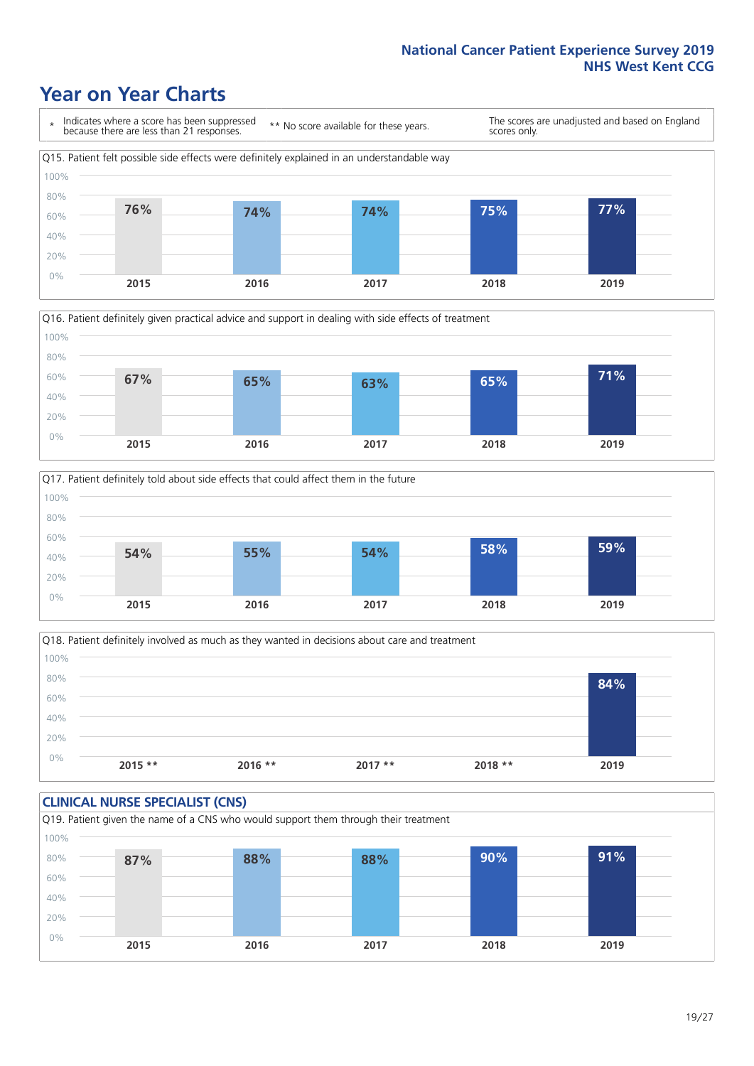# Year on Year Charts

\* Indicates where a score has been suppressed because there are less than 21 responses.

** No score available for these years.

The scores are unadjusted and based on England scores only.

Q15. Patient felt possible side effects were definitely explained in an understandable way

| 2015 | 2016 | 2017 | 2018 | 2019 |
|---|---|---|---|---|
| 76% | 74% | 74% | 75% | 77% |

Q16. Patient definitely given practical advice and support in dealing with side effects of treatment

| 2015 | 2016 | 2017 | 2018 | 2019 |
|---|---|---|---|---|
| 67% | 65% | 63% | 65% | 71% |

Q17. Patient definitely told about side effects that could affect them in the future

| 2015 | 2016 | 2017 | 2018 | 2019 |
|---|---|---|---|---|
| 54% | 55% | 54% | 58% | 59% |

Q18. Patient definitely involved as much as they wanted in decisions about care and treatment

| 2015 ** | 2016 ** | 2017 ** | 2018 ** | 2019 |
|---|---|---|---|---|
| | | | | 84% |

## CLINICAL NURSE SPECIALIST (CNS)

Q19. Patient given the name of a CNS who would support them through their treatment

| 2015 | 2016 | 2017 | 2018 | 2019 |
|---|---|---|---|---|
| 87% | 88% | 88% | 90% | 91% |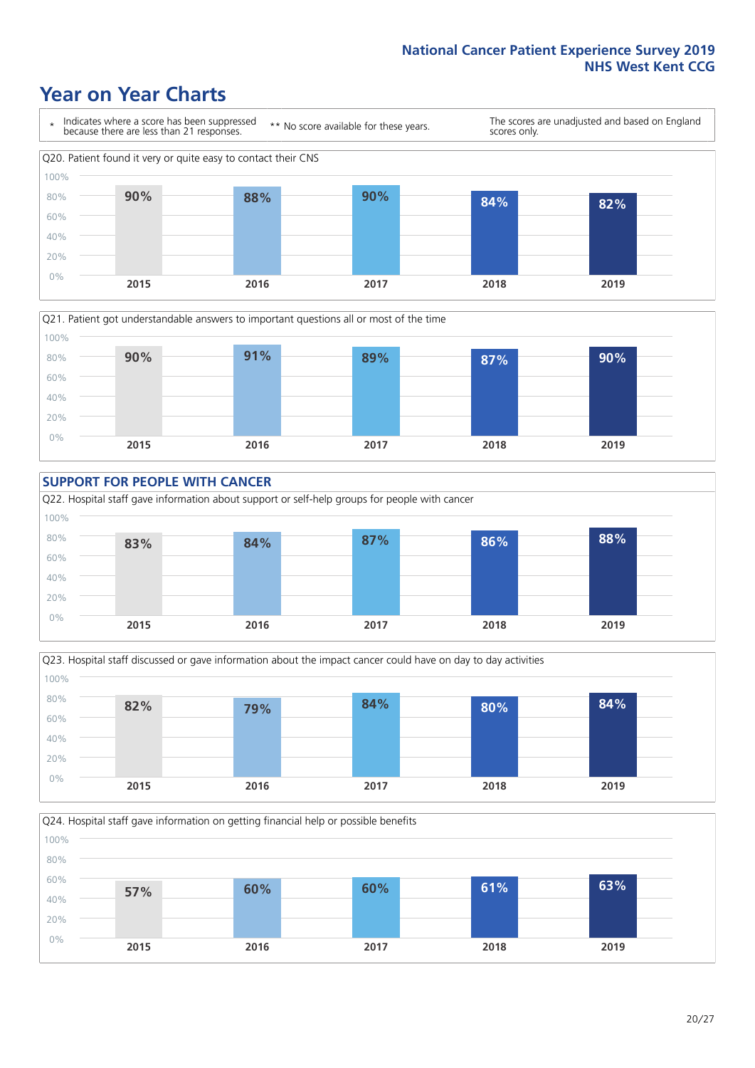National Cancer Patient Experience Survey 2019
NHS West Kent CCG

# Year on Year Charts

\* Indicates where a score has been suppressed because there are less than 21 responses.

\*\* No score available for these years.

The scores are unadjusted and based on England scores only.

Q20. Patient found it very or quite easy to contact their CNS

| 2015 | 2016 | 2017 | 2018 | 2019 |
|---|---|---|---|---|
| 90% | 88% | 90% | 84% | 82% |

Q21. Patient got understandable answers to important questions all or most of the time

| 2015 | 2016 | 2017 | 2018 | 2019 |
|---|---|---|---|---|
| 90% | 91% | 89% | 87% | 90% |

## SUPPORT FOR PEOPLE WITH CANCER

Q22. Hospital staff gave information about support or self-help groups for people with cancer

| 2015 | 2016 | 2017 | 2018 | 2019 |
|---|---|---|---|---|
| 83% | 84% | 87% | 86% | 88% |

Q23. Hospital staff discussed or gave information about the impact cancer could have on day to day activities

| 2015 | 2016 | 2017 | 2018 | 2019 |
|---|---|---|---|---|
| 82% | 79% | 84% | 80% | 84% |

Q24. Hospital staff gave information on getting financial help or possible benefits

| 2015 | 2016 | 2017 | 2018 | 2019 |
|---|---|---|---|---|
| 57% | 60% | 60% | 61% | 63% |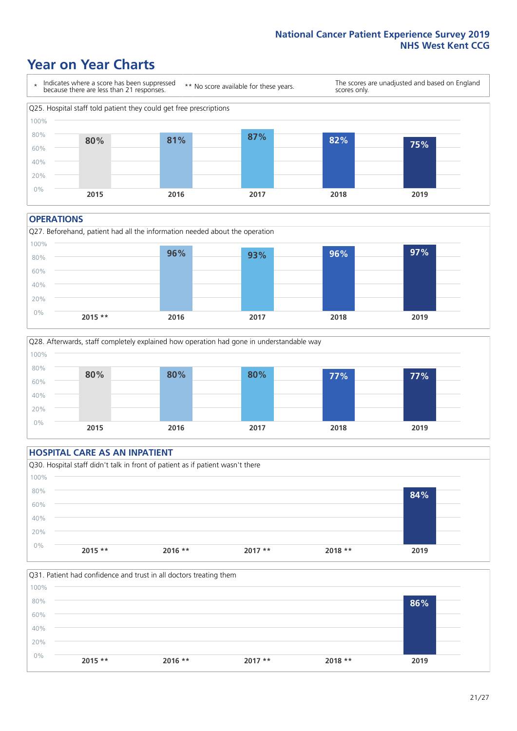# Year on Year Charts

\* Indicates where a score has been suppressed because there are less than 21 responses.

\*\* No score available for these years.

The scores are unadjusted and based on England scores only.

Q25. Hospital staff told patient they could get free prescriptions

| 2015 | 2016 | 2017 | 2018 | 2019 |
|---|---|---|---|---|
| 80% | 81% | 87% | 82% | 75% |

## OPERATIONS

Q27. Beforehand, patient had all the information needed about the operation

| 2015 ** | 2016 | 2017 | 2018 | 2019 |
|---|---|---|---|---|
| | 96% | 93% | 96% | 97% |

Q28. Afterwards, staff completely explained how operation had gone in understandable way

| 2015 | 2016 | 2017 | 2018 | 2019 |
|---|---|---|---|---|
| 80% | 80% | 80% | 77% | 77% |

## HOSPITAL CARE AS AN INPATIENT

Q30. Hospital staff didn't talk in front of patient as if patient wasn't there

| 2015 ** | 2016 ** | 2017 ** | 2018 ** | 2019 |
|---|---|---|---|---|
| | | | | 84% |

Q31. Patient had confidence and trust in all doctors treating them

| 2015 ** | 2016 ** | 2017 ** | 2018 ** | 2019 |
|---|---|---|---|---|
| | | | | 86% |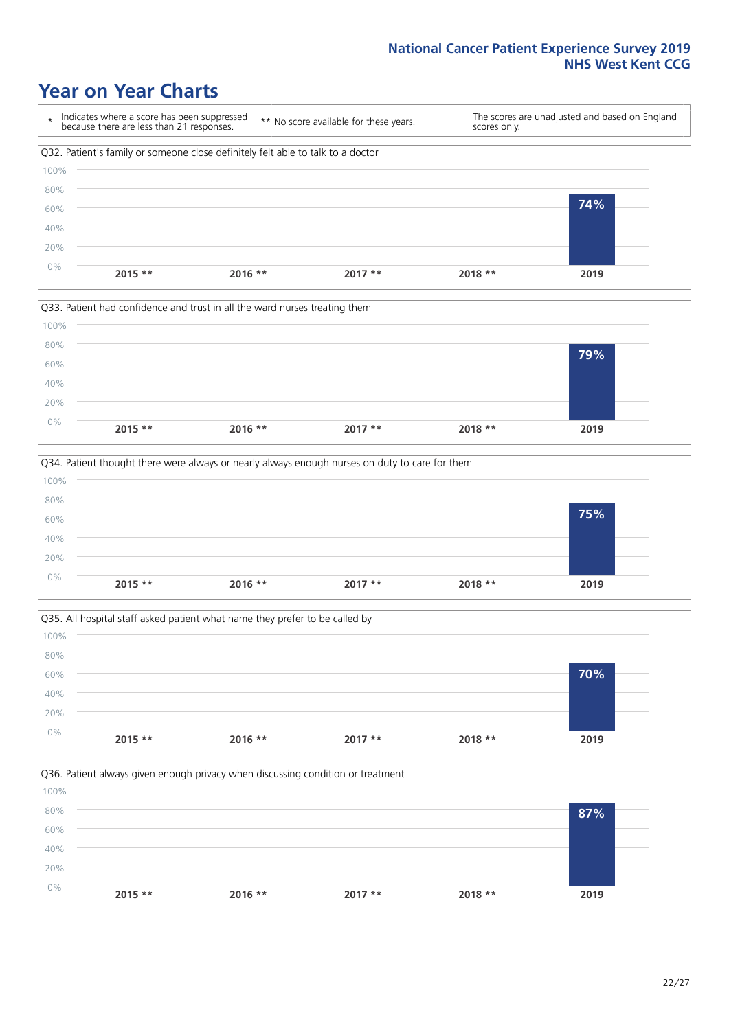# Year on Year Charts

\* Indicates where a score has been suppressed because there are less than 21 responses.

\*\* No score available for these years.

The scores are unadjusted and based on England scores only.

### Q32. Patient's family or someone close definitely felt able to talk to a doctor

| 2015 ** | 2016 ** | 2017 ** | 2018 ** | 2019 |
|---|---|---|---|---|
| | | | | 74% |

### Q33. Patient had confidence and trust in all the ward nurses treating them

| 2015 ** | 2016 ** | 2017 ** | 2018 ** | 2019 |
|---|---|---|---|---|
| | | | | 79% |

### Q34. Patient thought there were always or nearly always enough nurses on duty to care for them

| 2015 ** | 2016 ** | 2017 ** | 2018 ** | 2019 |
|---|---|---|---|---|
| | | | | 75% |

### Q35. All hospital staff asked patient what name they prefer to be called by

| 2015 ** | 2016 ** | 2017 ** | 2018 ** | 2019 |
|---|---|---|---|---|
| | | | | 70% |

### Q36. Patient always given enough privacy when discussing condition or treatment

| 2015 ** | 2016 ** | 2017 ** | 2018 ** | 2019 |
|---|---|---|---|---|
| | | | | 87% |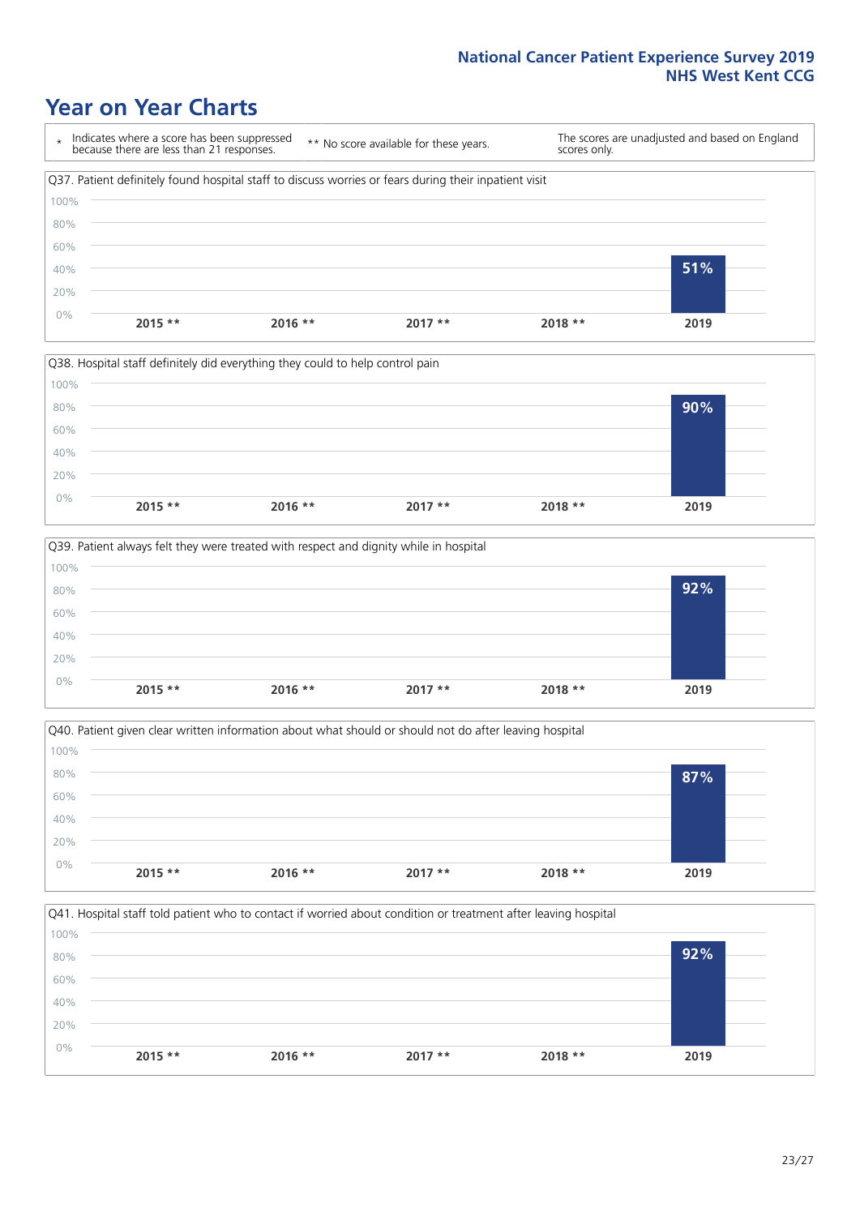# Year on Year Charts

| \* Indicates where a score has been suppressed because there are less than 21 responses. | \*\* No score available for these years. | The scores are unadjusted and based on England scores only. |
|---|---|---|

Q37. Patient definitely found hospital staff to discuss worries or fears during their inpatient visit

| 2015 ** | 2016 ** | 2017 ** | 2018 ** | 2019 |
|---|---|---|---|---|
| | | | | 51% |

Q38. Hospital staff definitely did everything they could to help control pain

| 2015 ** | 2016 ** | 2017 ** | 2018 ** | 2019 |
|---|---|---|---|---|
| | | | | 90% |

Q39. Patient always felt they were treated with respect and dignity while in hospital

| 2015 ** | 2016 ** | 2017 ** | 2018 ** | 2019 |
|---|---|---|---|---|
| | | | | 92% |

Q40. Patient given clear written information about what should or should not do after leaving hospital

| 2015 ** | 2016 ** | 2017 ** | 2018 ** | 2019 |
|---|---|---|---|---|
| | | | | 87% |

Q41. Hospital staff told patient who to contact if worried about condition or treatment after leaving hospital

| 2015 ** | 2016 ** | 2017 ** | 2018 ** | 2019 |
|---|---|---|---|---|
| | | | | 92% |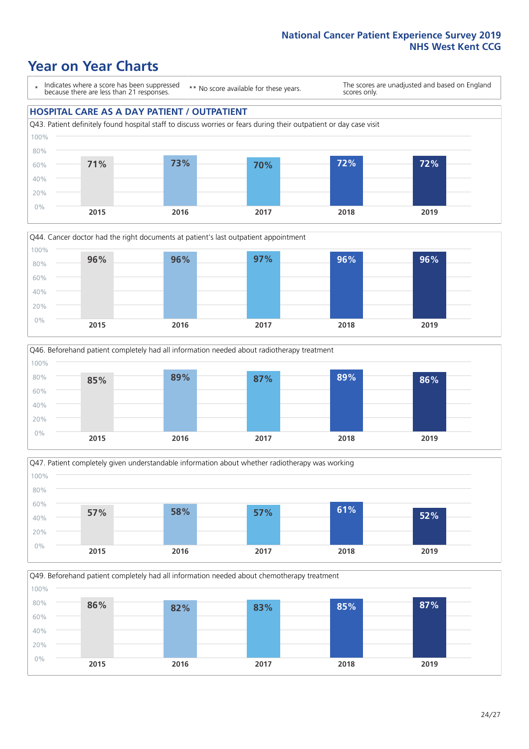National Cancer Patient Experience Survey 2019
NHS West Kent CCG

# Year on Year Charts

\* Indicates where a score has been suppressed because there are less than 21 responses.

\*\* No score available for these years.

The scores are unadjusted and based on England scores only.

## HOSPITAL CARE AS A DAY PATIENT / OUTPATIENT

Q43. Patient definitely found hospital staff to discuss worries or fears during their outpatient or day case visit

| 2015 | 2016 | 2017 | 2018 | 2019 |
|---|---|---|---|---|
| 71% | 73% | 70% | 72% | 72% |

Q44. Cancer doctor had the right documents at patient's last outpatient appointment

| 2015 | 2016 | 2017 | 2018 | 2019 |
|---|---|---|---|---|
| 96% | 96% | 97% | 96% | 96% |

Q46. Beforehand patient completely had all information needed about radiotherapy treatment

| 2015 | 2016 | 2017 | 2018 | 2019 |
|---|---|---|---|---|
| 85% | 89% | 87% | 89% | 86% |

Q47. Patient completely given understandable information about whether radiotherapy was working

| 2015 | 2016 | 2017 | 2018 | 2019 |
|---|---|---|---|---|
| 57% | 58% | 57% | 61% | 52% |

Q49. Beforehand patient completely had all information needed about chemotherapy treatment

| 2015 | 2016 | 2017 | 2018 | 2019 |
|---|---|---|---|---|
| 86% | 82% | 83% | 85% | 87% |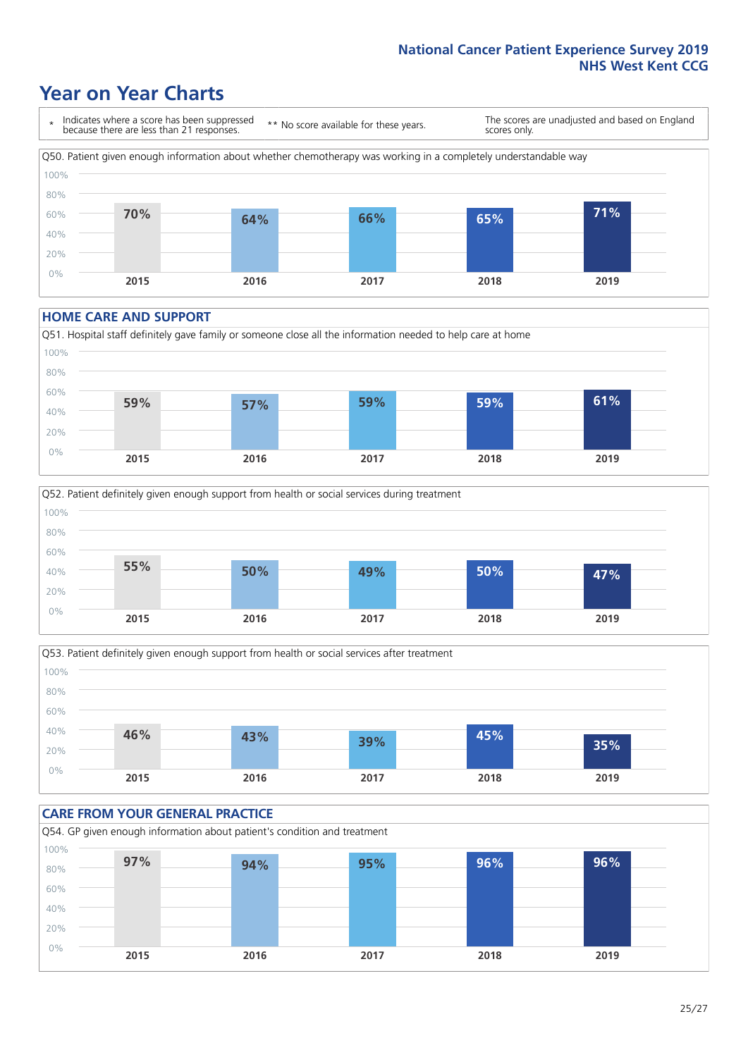# Year on Year Charts

\* Indicates where a score has been suppressed because there are less than 21 responses.

\*\* No score available for these years.

The scores are unadjusted and based on England scores only.

Q50. Patient given enough information about whether chemotherapy was working in a completely understandable way

| 2015 | 2016 | 2017 | 2018 | 2019 |
|---|---|---|---|---|
| 70% | 64% | 66% | 65% | 71% |

## HOME CARE AND SUPPORT

Q51. Hospital staff definitely gave family or someone close all the information needed to help care at home

| 2015 | 2016 | 2017 | 2018 | 2019 |
|---|---|---|---|---|
| 59% | 57% | 59% | 59% | 61% |

Q52. Patient definitely given enough support from health or social services during treatment

| 2015 | 2016 | 2017 | 2018 | 2019 |
|---|---|---|---|---|
| 55% | 50% | 49% | 50% | 47% |

Q53. Patient definitely given enough support from health or social services after treatment

| 2015 | 2016 | 2017 | 2018 | 2019 |
|---|---|---|---|---|
| 46% | 43% | 39% | 45% | 35% |

## CARE FROM YOUR GENERAL PRACTICE

Q54. GP given enough information about patient's condition and treatment

| 2015 | 2016 | 2017 | 2018 | 2019 |
|---|---|---|---|---|
| 97% | 94% | 95% | 96% | 96% |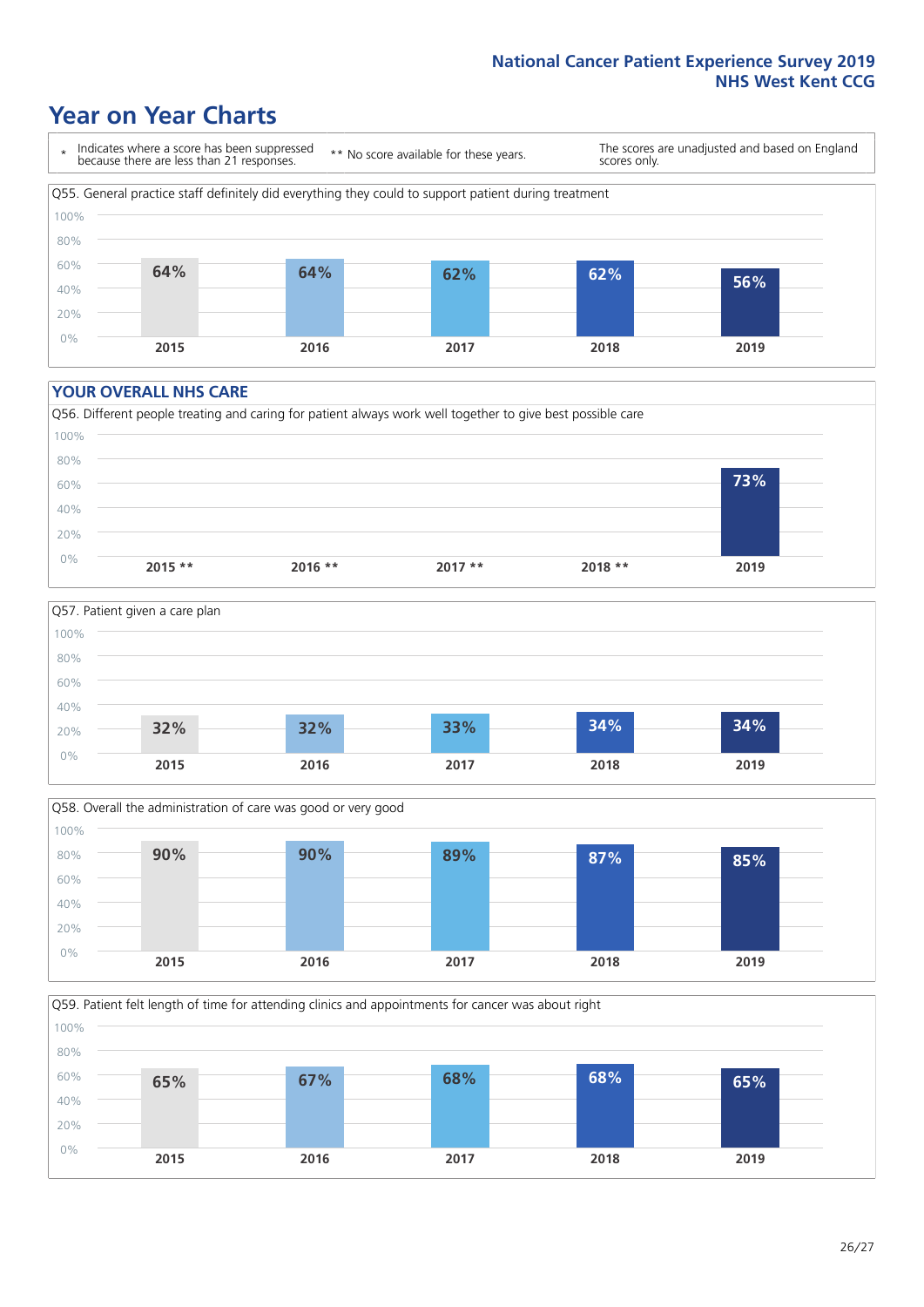# Year on Year Charts

\* Indicates where a score has been suppressed because there are less than 21 responses.

** No score available for these years.

The scores are unadjusted and based on England scores only.

Q55. General practice staff definitely did everything they could to support patient during treatment

| 2015 | 2016 | 2017 | 2018 | 2019 |
|---|---|---|---|---|
| 64% | 64% | 62% | 62% | 56% |

## YOUR OVERALL NHS CARE

Q56. Different people treating and caring for patient always work well together to give best possible care

| 2015 ** | 2016 ** | 2017 ** | 2018 ** | 2019 |
|---|---|---|---|---|
| | | | | 73% |

Q57. Patient given a care plan

| 2015 | 2016 | 2017 | 2018 | 2019 |
|---|---|---|---|---|
| 32% | 32% | 33% | 34% | 34% |

Q58. Overall the administration of care was good or very good

| 2015 | 2016 | 2017 | 2018 | 2019 |
|---|---|---|---|---|
| 90% | 90% | 89% | 87% | 85% |

Q59. Patient felt length of time for attending clinics and appointments for cancer was about right

| 2015 | 2016 | 2017 | 2018 | 2019 |
|---|---|---|---|---|
| 65% | 67% | 68% | 68% | 65% |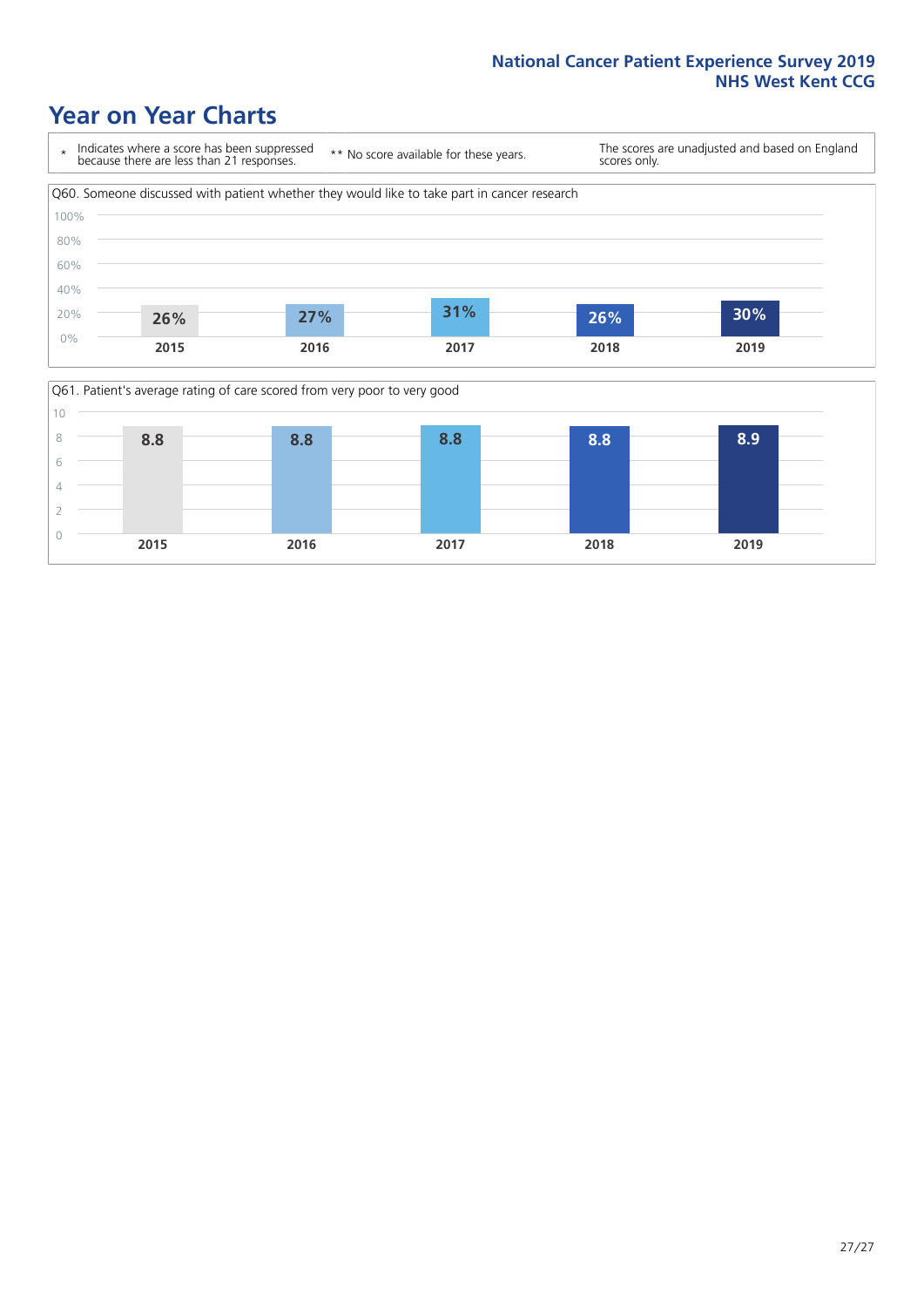# Year on Year Charts

\* Indicates where a score has been suppressed because there are less than 21 responses.

\*\* No score available for these years.

The scores are unadjusted and based on England scores only.

Q60. Someone discussed with patient whether they would like to take part in cancer research

100%
80%
60%
40%
20%
0%

26% 2015
27% 2016
31% 2017
26% 2018
30% 2019

Q61. Patient's average rating of care scored from very poor to very good

10
8
6
4
2
0

8.8 2015
8.8 2016
8.8 2017
8.8 2018
8.9 2019